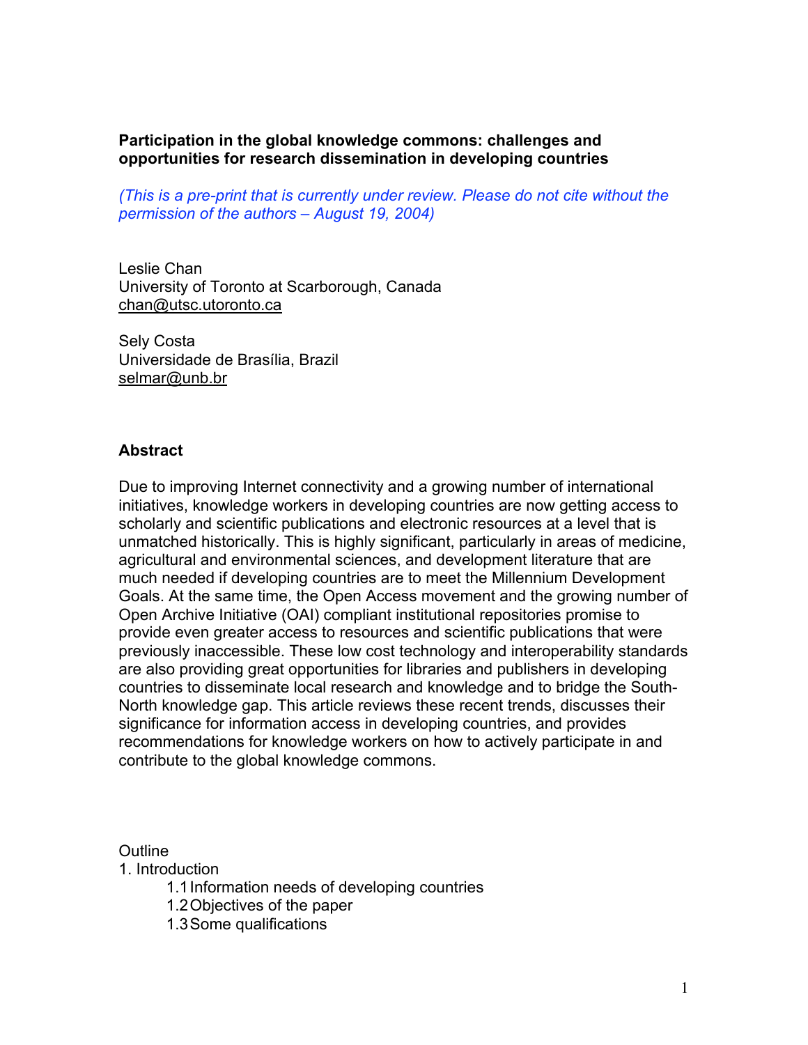**Participation in the global knowledge commons: challenges and opportunities for research dissemination in developing countries**

*(This is a pre-print that is currently under review. Please do not cite without the permission of the authors – August 19, 2004)*

Leslie Chan
University of Toronto at Scarborough, Canada
chan@utsc.utoronto.ca

Sely Costa
Universidade de Brasília, Brazil
selmar@unb.br

## Abstract

Due to improving Internet connectivity and a growing number of international initiatives, knowledge workers in developing countries are now getting access to scholarly and scientific publications and electronic resources at a level that is unmatched historically. This is highly significant, particularly in areas of medicine, agricultural and environmental sciences, and development literature that are much needed if developing countries are to meet the Millennium Development Goals. At the same time, the Open Access movement and the growing number of Open Archive Initiative (OAI) compliant institutional repositories promise to provide even greater access to resources and scientific publications that were previously inaccessible. These low cost technology and interoperability standards are also providing great opportunities for libraries and publishers in developing countries to disseminate local research and knowledge and to bridge the South-North knowledge gap. This article reviews these recent trends, discusses their significance for information access in developing countries, and provides recommendations for knowledge workers on how to actively participate in and contribute to the global knowledge commons.

Outline

1. Introduction
    - 1.1 Information needs of developing countries
    - 1.2 Objectives of the paper
    - 1.3 Some qualifications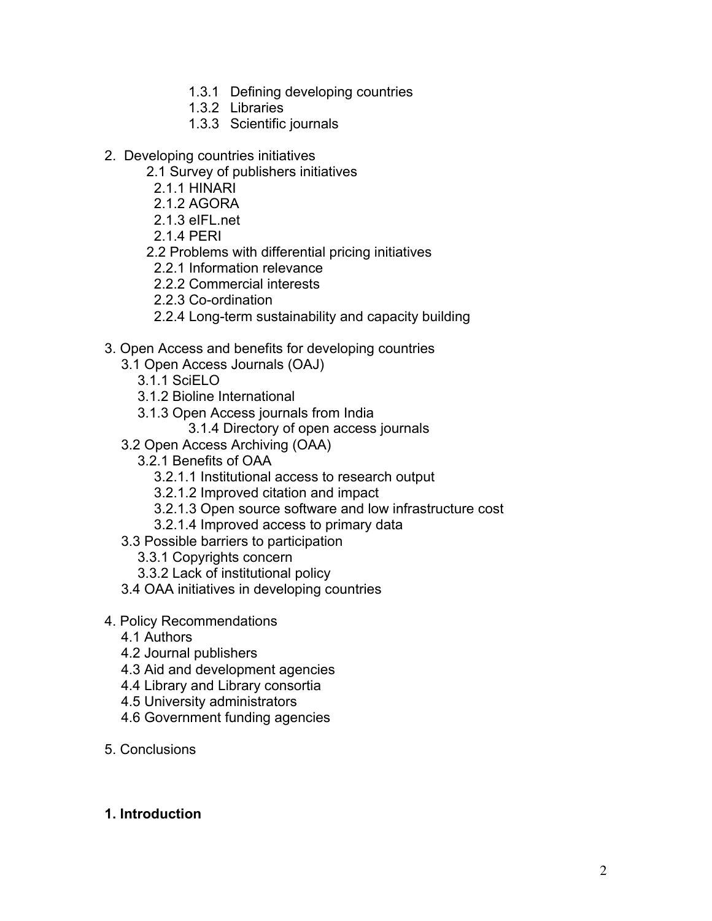- 1.3.1 Defining developing countries
- 1.3.2 Libraries
- 1.3.3 Scientific journals

2. Developing countries initiatives
   - 2.1 Survey of publishers initiatives
     - 2.1.1 HINARI
     - 2.1.2 AGORA
     - 2.1.3 eIFL.net
     - 2.1.4 PERI
   - 2.2 Problems with differential pricing initiatives
     - 2.2.1 Information relevance
     - 2.2.2 Commercial interests
     - 2.2.3 Co-ordination
     - 2.2.4 Long-term sustainability and capacity building

3. Open Access and benefits for developing countries
   - 3.1 Open Access Journals (OAJ)
     - 3.1.1 SciELO
     - 3.1.2 Bioline International
     - 3.1.3 Open Access journals from India
     - 3.1.4 Directory of open access journals
   - 3.2 Open Access Archiving (OAA)
     - 3.2.1 Benefits of OAA
       - 3.2.1.1 Institutional access to research output
       - 3.2.1.2 Improved citation and impact
       - 3.2.1.3 Open source software and low infrastructure cost
       - 3.2.1.4 Improved access to primary data
   - 3.3 Possible barriers to participation
     - 3.3.1 Copyrights concern
     - 3.3.2 Lack of institutional policy
   - 3.4 OAA initiatives in developing countries

4. Policy Recommendations
   - 4.1 Authors
   - 4.2 Journal publishers
   - 4.3 Aid and development agencies
   - 4.4 Library and Library consortia
   - 4.5 University administrators
   - 4.6 Government funding agencies

5. Conclusions

## 1. Introduction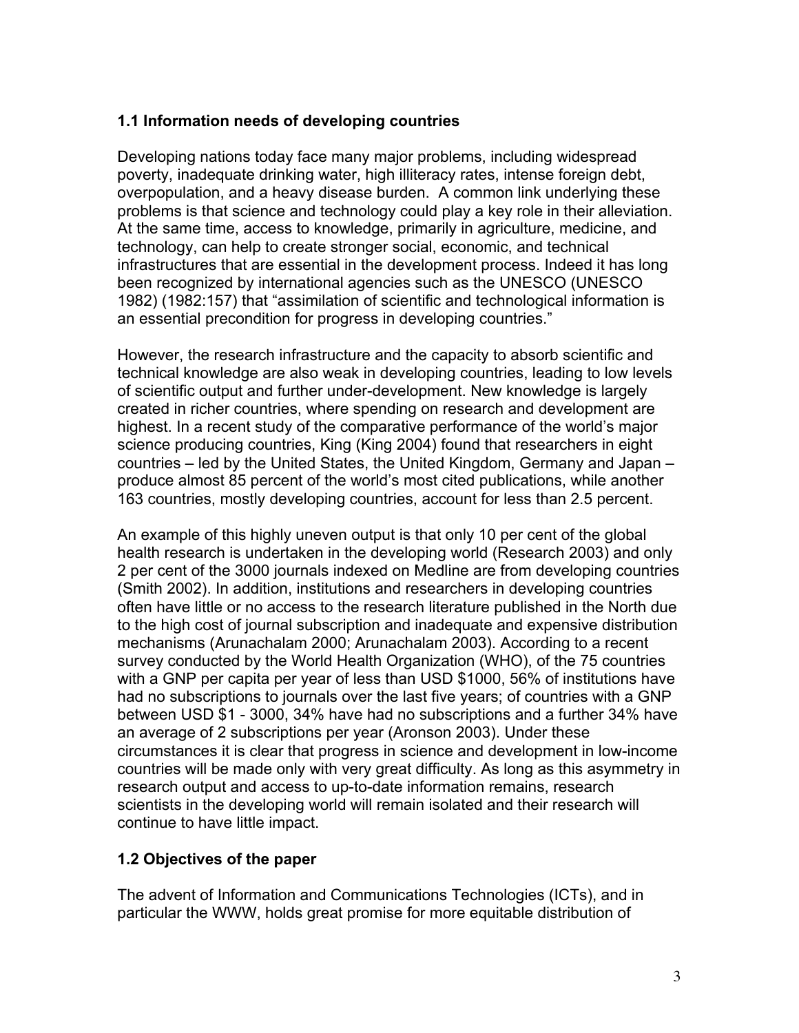### 1.1 Information needs of developing countries

Developing nations today face many major problems, including widespread poverty, inadequate drinking water, high illiteracy rates, intense foreign debt, overpopulation, and a heavy disease burden. A common link underlying these problems is that science and technology could play a key role in their alleviation. At the same time, access to knowledge, primarily in agriculture, medicine, and technology, can help to create stronger social, economic, and technical infrastructures that are essential in the development process. Indeed it has long been recognized by international agencies such as the UNESCO (UNESCO 1982) (1982:157) that "assimilation of scientific and technological information is an essential precondition for progress in developing countries."

However, the research infrastructure and the capacity to absorb scientific and technical knowledge are also weak in developing countries, leading to low levels of scientific output and further under-development. New knowledge is largely created in richer countries, where spending on research and development are highest. In a recent study of the comparative performance of the world's major science producing countries, King (King 2004) found that researchers in eight countries – led by the United States, the United Kingdom, Germany and Japan – produce almost 85 percent of the world's most cited publications, while another 163 countries, mostly developing countries, account for less than 2.5 percent.

An example of this highly uneven output is that only 10 per cent of the global health research is undertaken in the developing world (Research 2003) and only 2 per cent of the 3000 journals indexed on Medline are from developing countries (Smith 2002). In addition, institutions and researchers in developing countries often have little or no access to the research literature published in the North due to the high cost of journal subscription and inadequate and expensive distribution mechanisms (Arunachalam 2000; Arunachalam 2003). According to a recent survey conducted by the World Health Organization (WHO), of the 75 countries with a GNP per capita per year of less than USD $1000, 56% of institutions have had no subscriptions to journals over the last five years; of countries with a GNP between USD $1 - 3000, 34% have had no subscriptions and a further 34% have an average of 2 subscriptions per year (Aronson 2003). Under these circumstances it is clear that progress in science and development in low-income countries will be made only with very great difficulty. As long as this asymmetry in research output and access to up-to-date information remains, research scientists in the developing world will remain isolated and their research will continue to have little impact.

### 1.2 Objectives of the paper

The advent of Information and Communications Technologies (ICTs), and in particular the WWW, holds great promise for more equitable distribution of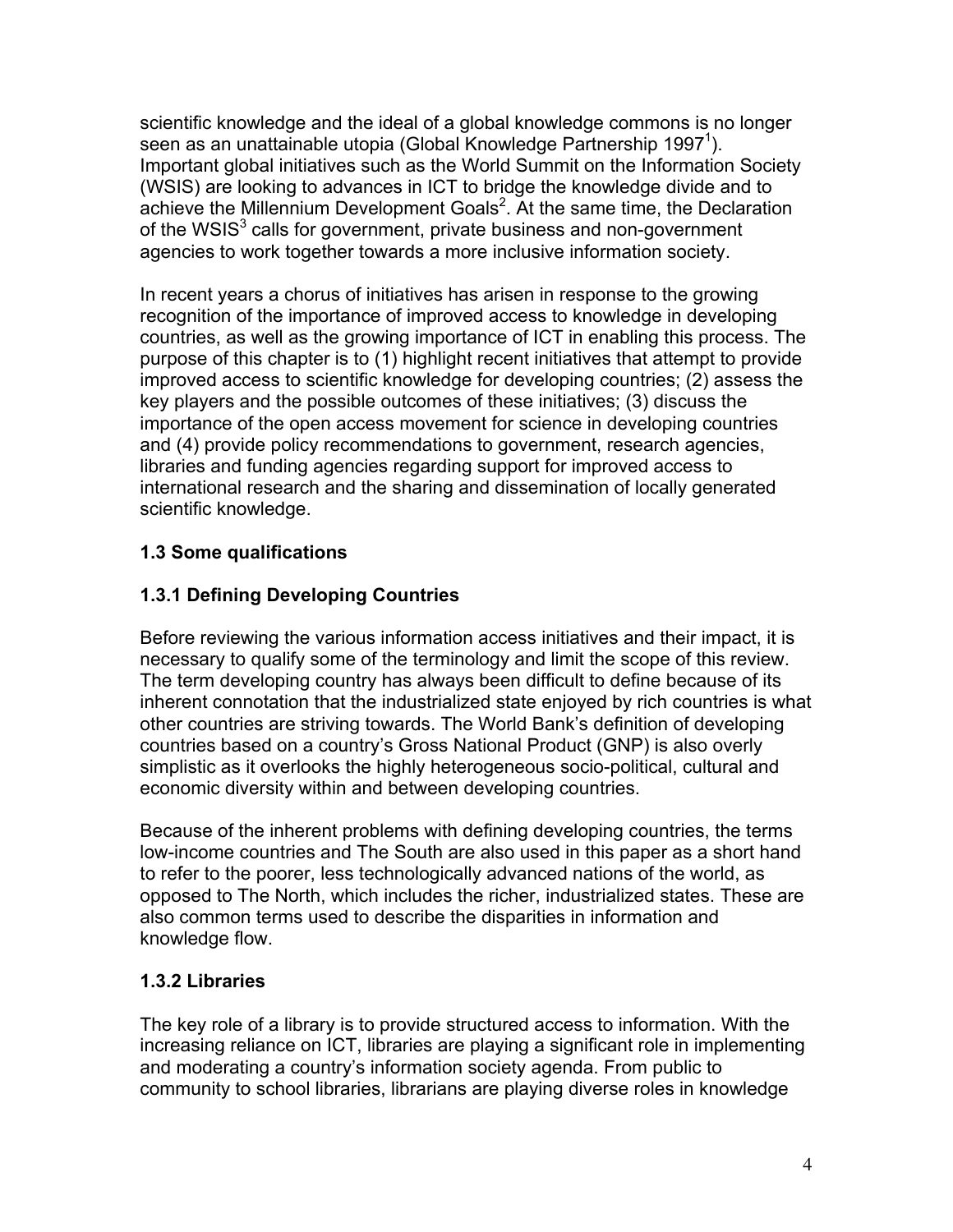scientific knowledge and the ideal of a global knowledge commons is no longer seen as an unattainable utopia (Global Knowledge Partnership 1997[1]). Important global initiatives such as the World Summit on the Information Society (WSIS) are looking to advances in ICT to bridge the knowledge divide and to achieve the Millennium Development Goals[2]. At the same time, the Declaration of the WSIS[3] calls for government, private business and non-government agencies to work together towards a more inclusive information society.

In recent years a chorus of initiatives has arisen in response to the growing recognition of the importance of improved access to knowledge in developing countries, as well as the growing importance of ICT in enabling this process. The purpose of this chapter is to (1) highlight recent initiatives that attempt to provide improved access to scientific knowledge for developing countries; (2) assess the key players and the possible outcomes of these initiatives; (3) discuss the importance of the open access movement for science in developing countries and (4) provide policy recommendations to government, research agencies, libraries and funding agencies regarding support for improved access to international research and the sharing and dissemination of locally generated scientific knowledge.

### 1.3 Some qualifications

#### 1.3.1 Defining Developing Countries

Before reviewing the various information access initiatives and their impact, it is necessary to qualify some of the terminology and limit the scope of this review. The term developing country has always been difficult to define because of its inherent connotation that the industrialized state enjoyed by rich countries is what other countries are striving towards. The World Bank's definition of developing countries based on a country's Gross National Product (GNP) is also overly simplistic as it overlooks the highly heterogeneous socio-political, cultural and economic diversity within and between developing countries.

Because of the inherent problems with defining developing countries, the terms low-income countries and The South are also used in this paper as a short hand to refer to the poorer, less technologically advanced nations of the world, as opposed to The North, which includes the richer, industrialized states. These are also common terms used to describe the disparities in information and knowledge flow.

#### 1.3.2 Libraries

The key role of a library is to provide structured access to information. With the increasing reliance on ICT, libraries are playing a significant role in implementing and moderating a country's information society agenda. From public to community to school libraries, librarians are playing diverse roles in knowledge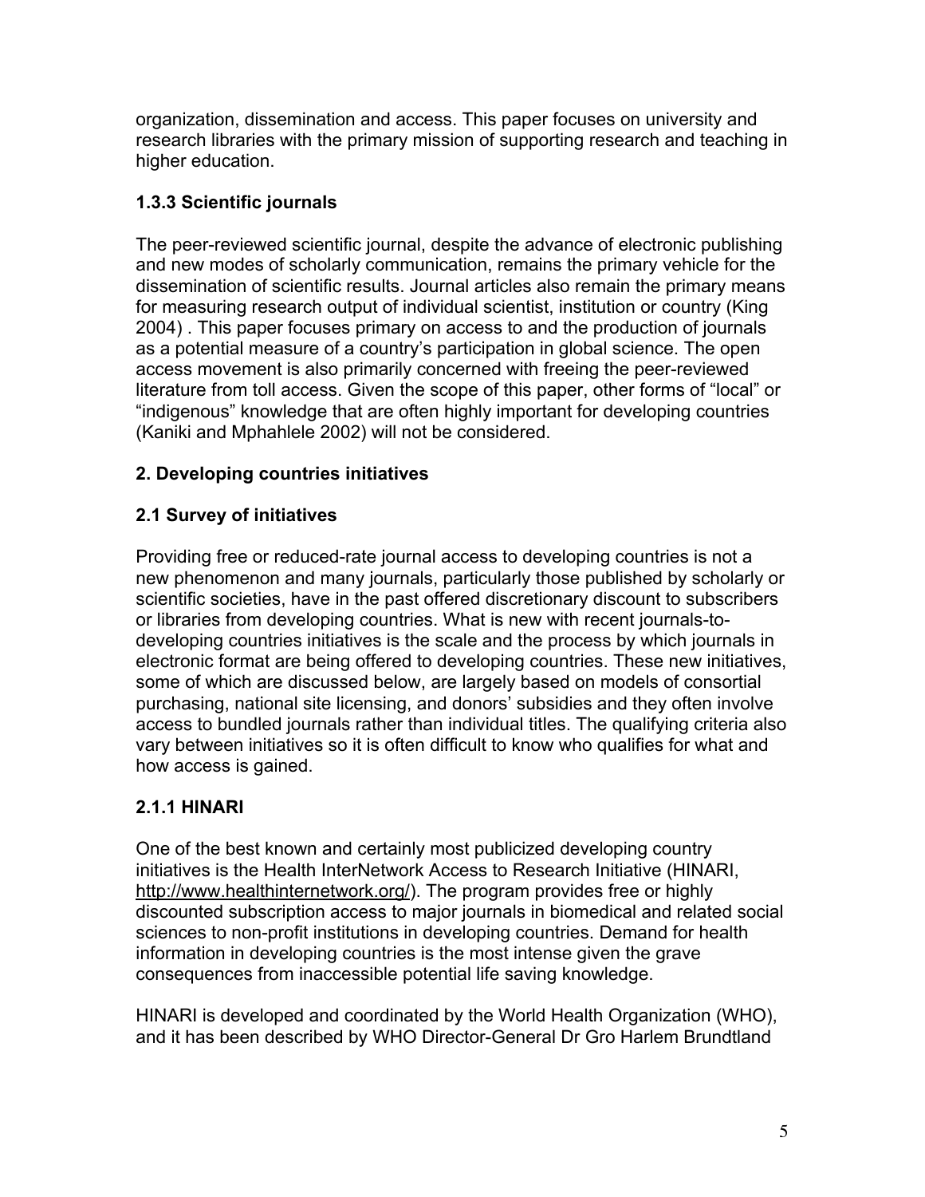organization, dissemination and access. This paper focuses on university and research libraries with the primary mission of supporting research and teaching in higher education.

### 1.3.3 Scientific journals

The peer-reviewed scientific journal, despite the advance of electronic publishing and new modes of scholarly communication, remains the primary vehicle for the dissemination of scientific results. Journal articles also remain the primary means for measuring research output of individual scientist, institution or country (King 2004) . This paper focuses primary on access to and the production of journals as a potential measure of a country's participation in global science. The open access movement is also primarily concerned with freeing the peer-reviewed literature from toll access. Given the scope of this paper, other forms of "local" or "indigenous" knowledge that are often highly important for developing countries (Kaniki and Mphahlele 2002) will not be considered.

## 2. Developing countries initiatives

### 2.1 Survey of initiatives

Providing free or reduced-rate journal access to developing countries is not a new phenomenon and many journals, particularly those published by scholarly or scientific societies, have in the past offered discretionary discount to subscribers or libraries from developing countries. What is new with recent journals-to-developing countries initiatives is the scale and the process by which journals in electronic format are being offered to developing countries. These new initiatives, some of which are discussed below, are largely based on models of consortial purchasing, national site licensing, and donors' subsidies and they often involve access to bundled journals rather than individual titles. The qualifying criteria also vary between initiatives so it is often difficult to know who qualifies for what and how access is gained.

### 2.1.1 HINARI

One of the best known and certainly most publicized developing country initiatives is the Health InterNetwork Access to Research Initiative (HINARI, http://www.healthinternetwork.org/). The program provides free or highly discounted subscription access to major journals in biomedical and related social sciences to non-profit institutions in developing countries. Demand for health information in developing countries is the most intense given the grave consequences from inaccessible potential life saving knowledge.

HINARI is developed and coordinated by the World Health Organization (WHO), and it has been described by WHO Director-General Dr Gro Harlem Brundtland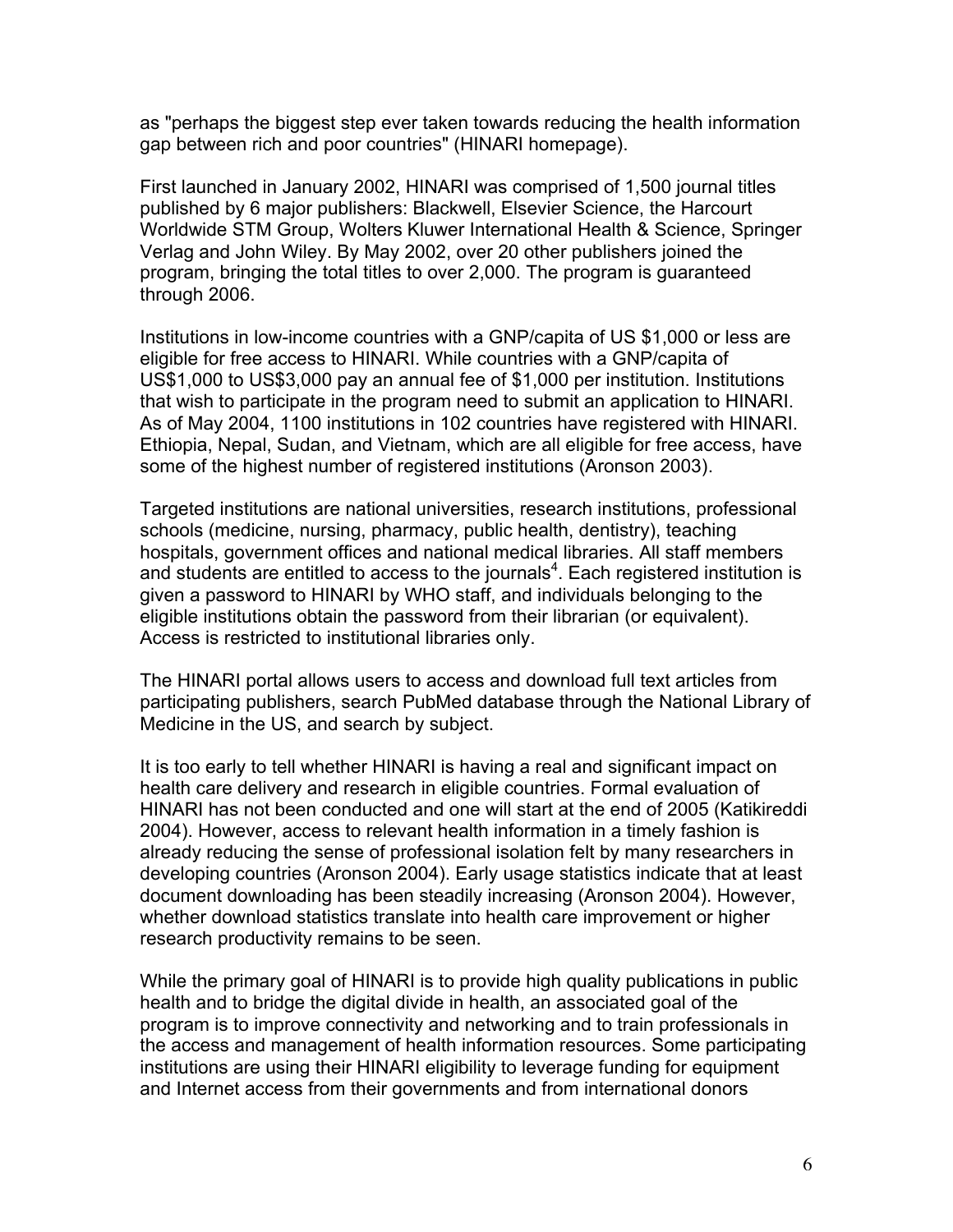as "perhaps the biggest step ever taken towards reducing the health information gap between rich and poor countries" (HINARI homepage).

First launched in January 2002, HINARI was comprised of 1,500 journal titles published by 6 major publishers: Blackwell, Elsevier Science, the Harcourt Worldwide STM Group, Wolters Kluwer International Health & Science, Springer Verlag and John Wiley. By May 2002, over 20 other publishers joined the program, bringing the total titles to over 2,000. The program is guaranteed through 2006.

Institutions in low-income countries with a GNP/capita of US $1,000 or less are eligible for free access to HINARI. While countries with a GNP/capita of US$1,000 to US$3,000 pay an annual fee of $1,000 per institution. Institutions that wish to participate in the program need to submit an application to HINARI. As of May 2004, 1100 institutions in 102 countries have registered with HINARI. Ethiopia, Nepal, Sudan, and Vietnam, which are all eligible for free access, have some of the highest number of registered institutions (Aronson 2003).

Targeted institutions are national universities, research institutions, professional schools (medicine, nursing, pharmacy, public health, dentistry), teaching hospitals, government offices and national medical libraries. All staff members and students are entitled to access to the journals[4]. Each registered institution is given a password to HINARI by WHO staff, and individuals belonging to the eligible institutions obtain the password from their librarian (or equivalent). Access is restricted to institutional libraries only.

The HINARI portal allows users to access and download full text articles from participating publishers, search PubMed database through the National Library of Medicine in the US, and search by subject.

It is too early to tell whether HINARI is having a real and significant impact on health care delivery and research in eligible countries. Formal evaluation of HINARI has not been conducted and one will start at the end of 2005 (Katikireddi 2004). However, access to relevant health information in a timely fashion is already reducing the sense of professional isolation felt by many researchers in developing countries (Aronson 2004). Early usage statistics indicate that at least document downloading has been steadily increasing (Aronson 2004). However, whether download statistics translate into health care improvement or higher research productivity remains to be seen.

While the primary goal of HINARI is to provide high quality publications in public health and to bridge the digital divide in health, an associated goal of the program is to improve connectivity and networking and to train professionals in the access and management of health information resources. Some participating institutions are using their HINARI eligibility to leverage funding for equipment and Internet access from their governments and from international donors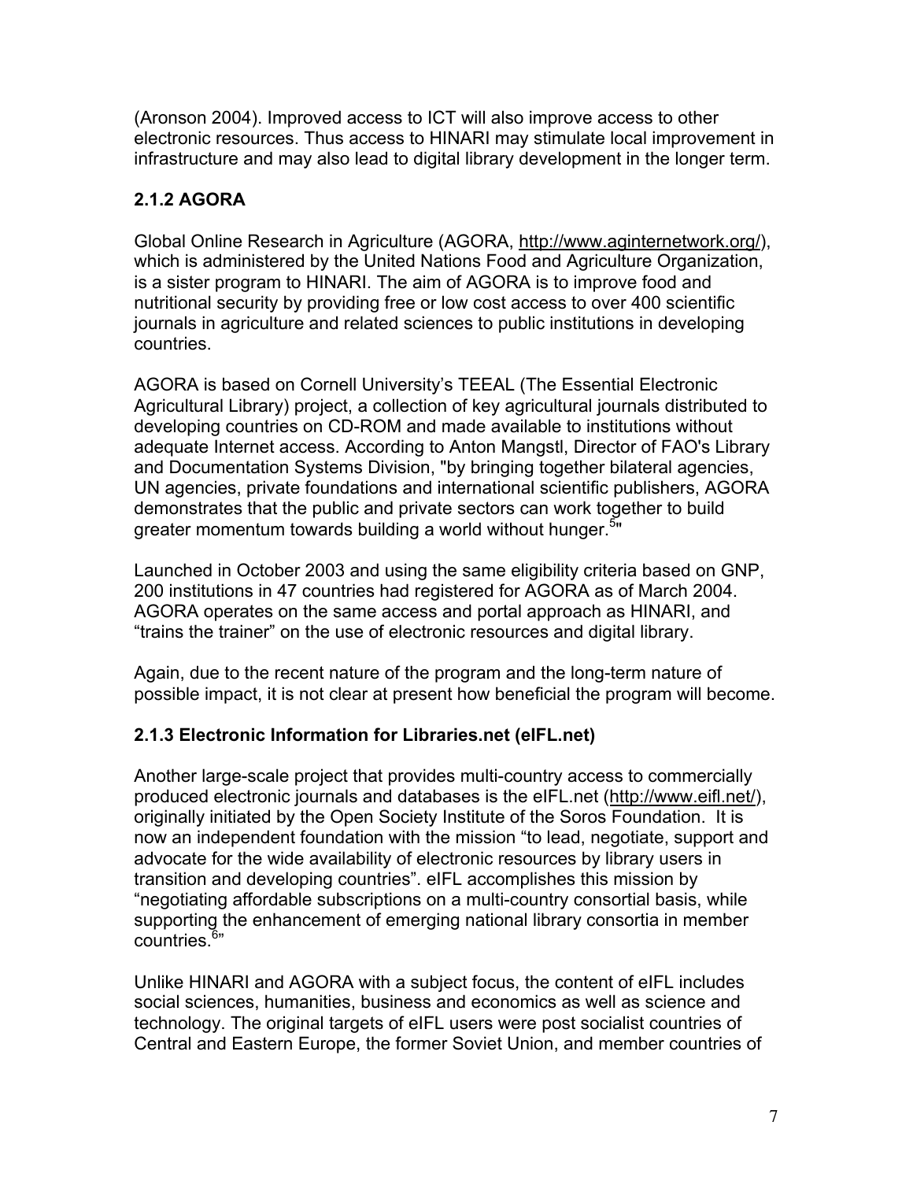(Aronson 2004). Improved access to ICT will also improve access to other electronic resources. Thus access to HINARI may stimulate local improvement in infrastructure and may also lead to digital library development in the longer term.

### 2.1.2 AGORA

Global Online Research in Agriculture (AGORA, http://www.aginternetwork.org/), which is administered by the United Nations Food and Agriculture Organization, is a sister program to HINARI. The aim of AGORA is to improve food and nutritional security by providing free or low cost access to over 400 scientific journals in agriculture and related sciences to public institutions in developing countries.

AGORA is based on Cornell University's TEEAL (The Essential Electronic Agricultural Library) project, a collection of key agricultural journals distributed to developing countries on CD-ROM and made available to institutions without adequate Internet access. According to Anton Mangstl, Director of FAO's Library and Documentation Systems Division, "by bringing together bilateral agencies, UN agencies, private foundations and international scientific publishers, AGORA demonstrates that the public and private sectors can work together to build greater momentum towards building a world without hunger.[5]"

Launched in October 2003 and using the same eligibility criteria based on GNP, 200 institutions in 47 countries had registered for AGORA as of March 2004. AGORA operates on the same access and portal approach as HINARI, and "trains the trainer" on the use of electronic resources and digital library.

Again, due to the recent nature of the program and the long-term nature of possible impact, it is not clear at present how beneficial the program will become.

### 2.1.3 Electronic Information for Libraries.net (eIFL.net)

Another large-scale project that provides multi-country access to commercially produced electronic journals and databases is the eIFL.net (http://www.eifl.net/), originally initiated by the Open Society Institute of the Soros Foundation. It is now an independent foundation with the mission "to lead, negotiate, support and advocate for the wide availability of electronic resources by library users in transition and developing countries". eIFL accomplishes this mission by "negotiating affordable subscriptions on a multi-country consortial basis, while supporting the enhancement of emerging national library consortia in member countries.[6]"

Unlike HINARI and AGORA with a subject focus, the content of eIFL includes social sciences, humanities, business and economics as well as science and technology. The original targets of eIFL users were post socialist countries of Central and Eastern Europe, the former Soviet Union, and member countries of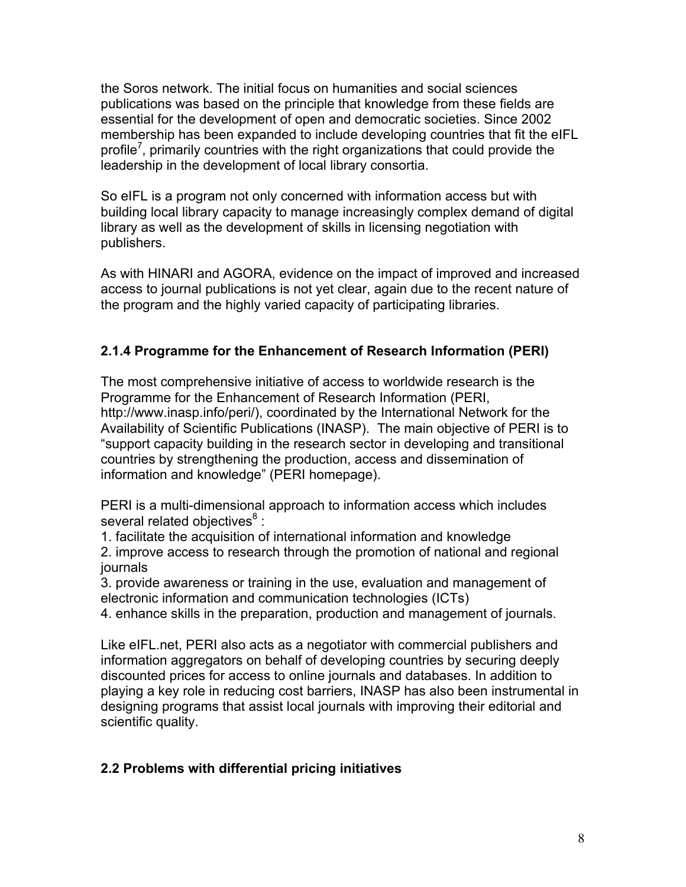the Soros network. The initial focus on humanities and social sciences publications was based on the principle that knowledge from these fields are essential for the development of open and democratic societies. Since 2002 membership has been expanded to include developing countries that fit the eIFL profile[7], primarily countries with the right organizations that could provide the leadership in the development of local library consortia.

So eIFL is a program not only concerned with information access but with building local library capacity to manage increasingly complex demand of digital library as well as the development of skills in licensing negotiation with publishers.

As with HINARI and AGORA, evidence on the impact of improved and increased access to journal publications is not yet clear, again due to the recent nature of the program and the highly varied capacity of participating libraries.

### 2.1.4 Programme for the Enhancement of Research Information (PERI)

The most comprehensive initiative of access to worldwide research is the Programme for the Enhancement of Research Information (PERI, http://www.inasp.info/peri/), coordinated by the International Network for the Availability of Scientific Publications (INASP). The main objective of PERI is to "support capacity building in the research sector in developing and transitional countries by strengthening the production, access and dissemination of information and knowledge" (PERI homepage).

PERI is a multi-dimensional approach to information access which includes several related objectives[8] :

1. facilitate the acquisition of international information and knowledge
2. improve access to research through the promotion of national and regional journals
3. provide awareness or training in the use, evaluation and management of electronic information and communication technologies (ICTs)
4. enhance skills in the preparation, production and management of journals.

Like eIFL.net, PERI also acts as a negotiator with commercial publishers and information aggregators on behalf of developing countries by securing deeply discounted prices for access to online journals and databases. In addition to playing a key role in reducing cost barriers, INASP has also been instrumental in designing programs that assist local journals with improving their editorial and scientific quality.

## 2.2 Problems with differential pricing initiatives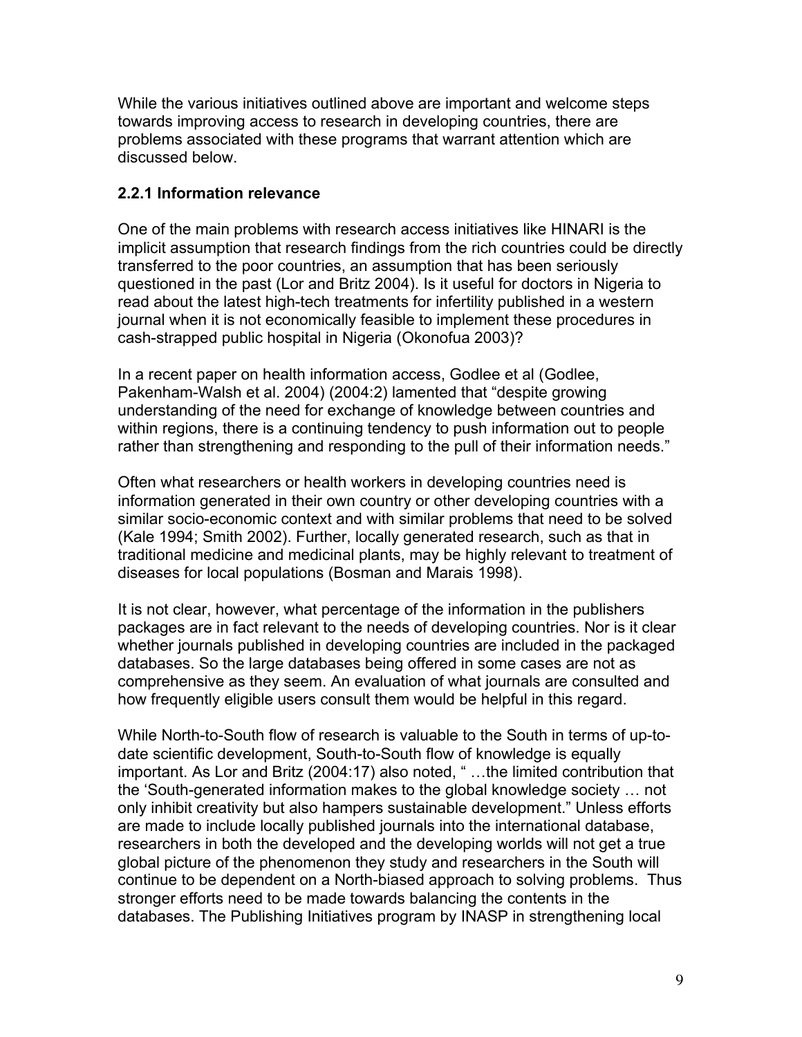While the various initiatives outlined above are important and welcome steps towards improving access to research in developing countries, there are problems associated with these programs that warrant attention which are discussed below.

### 2.2.1 Information relevance

One of the main problems with research access initiatives like HINARI is the implicit assumption that research findings from the rich countries could be directly transferred to the poor countries, an assumption that has been seriously questioned in the past (Lor and Britz 2004). Is it useful for doctors in Nigeria to read about the latest high-tech treatments for infertility published in a western journal when it is not economically feasible to implement these procedures in cash-strapped public hospital in Nigeria (Okonofua 2003)?

In a recent paper on health information access, Godlee et al (Godlee, Pakenham-Walsh et al. 2004) (2004:2) lamented that "despite growing understanding of the need for exchange of knowledge between countries and within regions, there is a continuing tendency to push information out to people rather than strengthening and responding to the pull of their information needs."

Often what researchers or health workers in developing countries need is information generated in their own country or other developing countries with a similar socio-economic context and with similar problems that need to be solved (Kale 1994; Smith 2002). Further, locally generated research, such as that in traditional medicine and medicinal plants, may be highly relevant to treatment of diseases for local populations (Bosman and Marais 1998).

It is not clear, however, what percentage of the information in the publishers packages are in fact relevant to the needs of developing countries. Nor is it clear whether journals published in developing countries are included in the packaged databases. So the large databases being offered in some cases are not as comprehensive as they seem. An evaluation of what journals are consulted and how frequently eligible users consult them would be helpful in this regard.

While North-to-South flow of research is valuable to the South in terms of up-to-date scientific development, South-to-South flow of knowledge is equally important. As Lor and Britz (2004:17) also noted, " …the limited contribution that the 'South-generated information makes to the global knowledge society … not only inhibit creativity but also hampers sustainable development." Unless efforts are made to include locally published journals into the international database, researchers in both the developed and the developing worlds will not get a true global picture of the phenomenon they study and researchers in the South will continue to be dependent on a North-biased approach to solving problems. Thus stronger efforts need to be made towards balancing the contents in the databases. The Publishing Initiatives program by INASP in strengthening local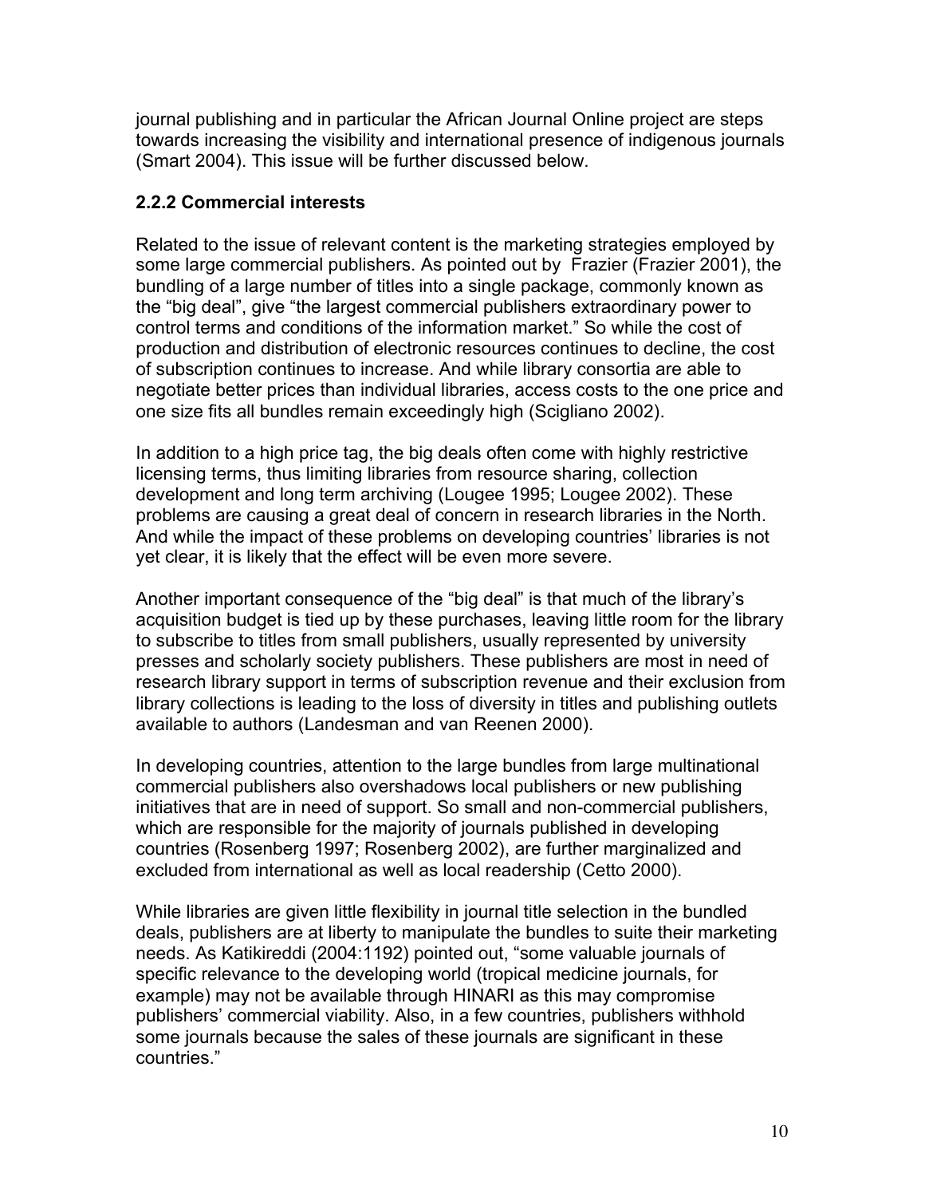journal publishing and in particular the African Journal Online project are steps towards increasing the visibility and international presence of indigenous journals (Smart 2004). This issue will be further discussed below.

### 2.2.2 Commercial interests

Related to the issue of relevant content is the marketing strategies employed by some large commercial publishers. As pointed out by Frazier (Frazier 2001), the bundling of a large number of titles into a single package, commonly known as the "big deal", give "the largest commercial publishers extraordinary power to control terms and conditions of the information market." So while the cost of production and distribution of electronic resources continues to decline, the cost of subscription continues to increase. And while library consortia are able to negotiate better prices than individual libraries, access costs to the one price and one size fits all bundles remain exceedingly high (Scigliano 2002).

In addition to a high price tag, the big deals often come with highly restrictive licensing terms, thus limiting libraries from resource sharing, collection development and long term archiving (Lougee 1995; Lougee 2002). These problems are causing a great deal of concern in research libraries in the North. And while the impact of these problems on developing countries' libraries is not yet clear, it is likely that the effect will be even more severe.

Another important consequence of the "big deal" is that much of the library's acquisition budget is tied up by these purchases, leaving little room for the library to subscribe to titles from small publishers, usually represented by university presses and scholarly society publishers. These publishers are most in need of research library support in terms of subscription revenue and their exclusion from library collections is leading to the loss of diversity in titles and publishing outlets available to authors (Landesman and van Reenen 2000).

In developing countries, attention to the large bundles from large multinational commercial publishers also overshadows local publishers or new publishing initiatives that are in need of support. So small and non-commercial publishers, which are responsible for the majority of journals published in developing countries (Rosenberg 1997; Rosenberg 2002), are further marginalized and excluded from international as well as local readership (Cetto 2000).

While libraries are given little flexibility in journal title selection in the bundled deals, publishers are at liberty to manipulate the bundles to suite their marketing needs. As Katikireddi (2004:1192) pointed out, "some valuable journals of specific relevance to the developing world (tropical medicine journals, for example) may not be available through HINARI as this may compromise publishers' commercial viability. Also, in a few countries, publishers withhold some journals because the sales of these journals are significant in these countries."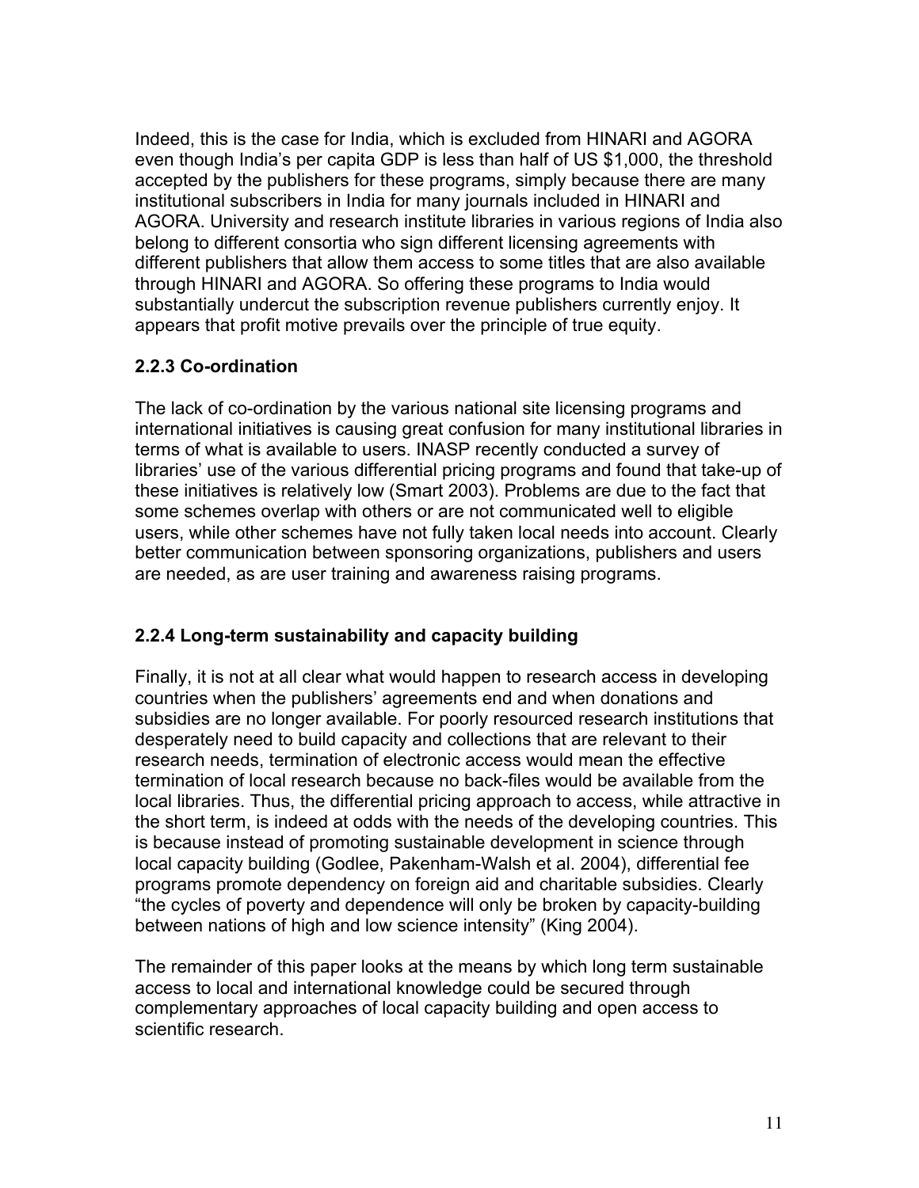Indeed, this is the case for India, which is excluded from HINARI and AGORA even though India's per capita GDP is less than half of US $1,000, the threshold accepted by the publishers for these programs, simply because there are many institutional subscribers in India for many journals included in HINARI and AGORA. University and research institute libraries in various regions of India also belong to different consortia who sign different licensing agreements with different publishers that allow them access to some titles that are also available through HINARI and AGORA. So offering these programs to India would substantially undercut the subscription revenue publishers currently enjoy. It appears that profit motive prevails over the principle of true equity.

### 2.2.3 Co-ordination

The lack of co-ordination by the various national site licensing programs and international initiatives is causing great confusion for many institutional libraries in terms of what is available to users. INASP recently conducted a survey of libraries' use of the various differential pricing programs and found that take-up of these initiatives is relatively low (Smart 2003). Problems are due to the fact that some schemes overlap with others or are not communicated well to eligible users, while other schemes have not fully taken local needs into account. Clearly better communication between sponsoring organizations, publishers and users are needed, as are user training and awareness raising programs.

### 2.2.4 Long-term sustainability and capacity building

Finally, it is not at all clear what would happen to research access in developing countries when the publishers' agreements end and when donations and subsidies are no longer available. For poorly resourced research institutions that desperately need to build capacity and collections that are relevant to their research needs, termination of electronic access would mean the effective termination of local research because no back-files would be available from the local libraries. Thus, the differential pricing approach to access, while attractive in the short term, is indeed at odds with the needs of the developing countries. This is because instead of promoting sustainable development in science through local capacity building (Godlee, Pakenham-Walsh et al. 2004), differential fee programs promote dependency on foreign aid and charitable subsidies. Clearly "the cycles of poverty and dependence will only be broken by capacity-building between nations of high and low science intensity" (King 2004).

The remainder of this paper looks at the means by which long term sustainable access to local and international knowledge could be secured through complementary approaches of local capacity building and open access to scientific research.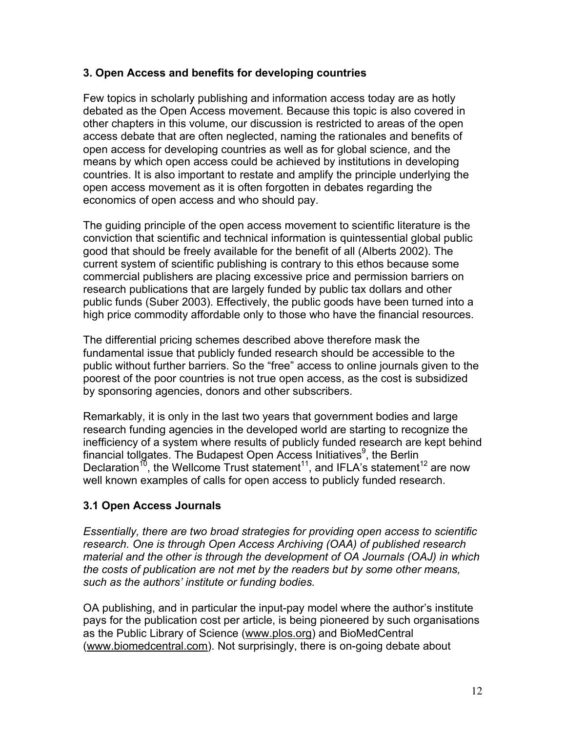## 3. Open Access and benefits for developing countries

Few topics in scholarly publishing and information access today are as hotly debated as the Open Access movement. Because this topic is also covered in other chapters in this volume, our discussion is restricted to areas of the open access debate that are often neglected, naming the rationales and benefits of open access for developing countries as well as for global science, and the means by which open access could be achieved by institutions in developing countries. It is also important to restate and amplify the principle underlying the open access movement as it is often forgotten in debates regarding the economics of open access and who should pay.

The guiding principle of the open access movement to scientific literature is the conviction that scientific and technical information is quintessential global public good that should be freely available for the benefit of all (Alberts 2002). The current system of scientific publishing is contrary to this ethos because some commercial publishers are placing excessive price and permission barriers on research publications that are largely funded by public tax dollars and other public funds (Suber 2003). Effectively, the public goods have been turned into a high price commodity affordable only to those who have the financial resources.

The differential pricing schemes described above therefore mask the fundamental issue that publicly funded research should be accessible to the public without further barriers. So the "free" access to online journals given to the poorest of the poor countries is not true open access, as the cost is subsidized by sponsoring agencies, donors and other subscribers.

Remarkably, it is only in the last two years that government bodies and large research funding agencies in the developed world are starting to recognize the inefficiency of a system where results of publicly funded research are kept behind financial tollgates. The Budapest Open Access Initiatives[9], the Berlin Declaration[10], the Wellcome Trust statement[11], and IFLA's statement[12] are now well known examples of calls for open access to publicly funded research.

### 3.1 Open Access Journals

*Essentially, there are two broad strategies for providing open access to scientific research. One is through Open Access Archiving (OAA) of published research material and the other is through the development of OA Journals (OAJ) in which the costs of publication are not met by the readers but by some other means, such as the authors' institute or funding bodies.*

OA publishing, and in particular the input-pay model where the author's institute pays for the publication cost per article, is being pioneered by such organisations as the Public Library of Science (www.plos.org) and BioMedCentral (www.biomedcentral.com). Not surprisingly, there is on-going debate about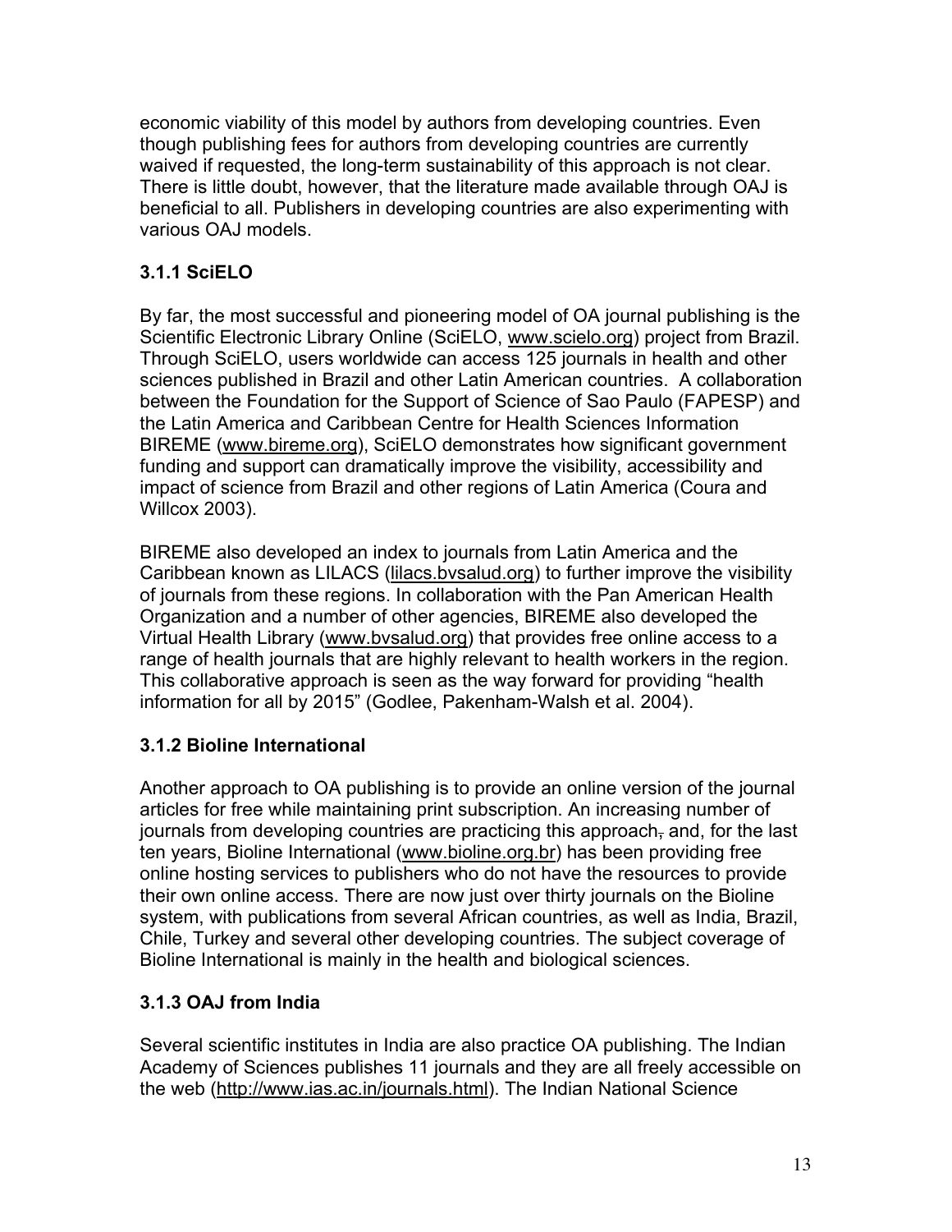economic viability of this model by authors from developing countries. Even though publishing fees for authors from developing countries are currently waived if requested, the long-term sustainability of this approach is not clear. There is little doubt, however, that the literature made available through OAJ is beneficial to all. Publishers in developing countries are also experimenting with various OAJ models.

### 3.1.1 SciELO

By far, the most successful and pioneering model of OA journal publishing is the Scientific Electronic Library Online (SciELO, www.scielo.org) project from Brazil. Through SciELO, users worldwide can access 125 journals in health and other sciences published in Brazil and other Latin American countries. A collaboration between the Foundation for the Support of Science of Sao Paulo (FAPESP) and the Latin America and Caribbean Centre for Health Sciences Information BIREME (www.bireme.org), SciELO demonstrates how significant government funding and support can dramatically improve the visibility, accessibility and impact of science from Brazil and other regions of Latin America (Coura and Willcox 2003).

BIREME also developed an index to journals from Latin America and the Caribbean known as LILACS (lilacs.bvsalud.org) to further improve the visibility of journals from these regions. In collaboration with the Pan American Health Organization and a number of other agencies, BIREME also developed the Virtual Health Library (www.bvsalud.org) that provides free online access to a range of health journals that are highly relevant to health workers in the region. This collaborative approach is seen as the way forward for providing "health information for all by 2015" (Godlee, Pakenham-Walsh et al. 2004).

### 3.1.2 Bioline International

Another approach to OA publishing is to provide an online version of the journal articles for free while maintaining print subscription. An increasing number of journals from developing countries are practicing this approach~~,~~ and, for the last ten years, Bioline International (www.bioline.org.br) has been providing free online hosting services to publishers who do not have the resources to provide their own online access. There are now just over thirty journals on the Bioline system, with publications from several African countries, as well as India, Brazil, Chile, Turkey and several other developing countries. The subject coverage of Bioline International is mainly in the health and biological sciences.

### 3.1.3 OAJ from India

Several scientific institutes in India are also practice OA publishing. The Indian Academy of Sciences publishes 11 journals and they are all freely accessible on the web (http://www.ias.ac.in/journals.html). The Indian National Science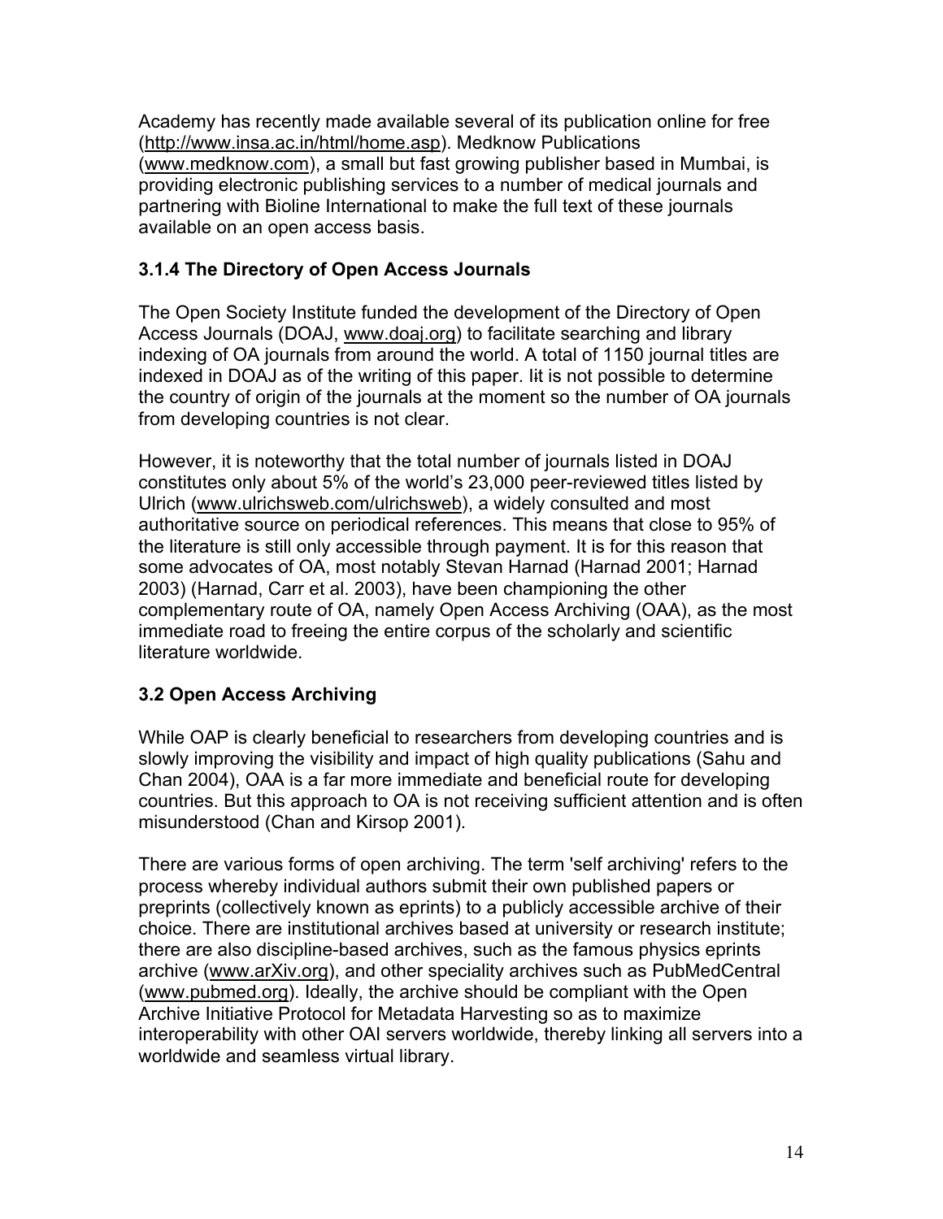Academy has recently made available several of its publication online for free (http://www.insa.ac.in/html/home.asp). Medknow Publications (www.medknow.com), a small but fast growing publisher based in Mumbai, is providing electronic publishing services to a number of medical journals and partnering with Bioline International to make the full text of these journals available on an open access basis.

### 3.1.4 The Directory of Open Access Journals

The Open Society Institute funded the development of the Directory of Open Access Journals (DOAJ, www.doaj.org) to facilitate searching and library indexing of OA journals from around the world. A total of 1150 journal titles are indexed in DOAJ as of the writing of this paper. Iit is not possible to determine the country of origin of the journals at the moment so the number of OA journals from developing countries is not clear.

However, it is noteworthy that the total number of journals listed in DOAJ constitutes only about 5% of the world's 23,000 peer-reviewed titles listed by Ulrich (www.ulrichsweb.com/ulrichsweb), a widely consulted and most authoritative source on periodical references. This means that close to 95% of the literature is still only accessible through payment. It is for this reason that some advocates of OA, most notably Stevan Harnad (Harnad 2001; Harnad 2003) (Harnad, Carr et al. 2003), have been championing the other complementary route of OA, namely Open Access Archiving (OAA), as the most immediate road to freeing the entire corpus of the scholarly and scientific literature worldwide.

## 3.2 Open Access Archiving

While OAP is clearly beneficial to researchers from developing countries and is slowly improving the visibility and impact of high quality publications (Sahu and Chan 2004), OAA is a far more immediate and beneficial route for developing countries. But this approach to OA is not receiving sufficient attention and is often misunderstood (Chan and Kirsop 2001).

There are various forms of open archiving. The term 'self archiving' refers to the process whereby individual authors submit their own published papers or preprints (collectively known as eprints) to a publicly accessible archive of their choice. There are institutional archives based at university or research institute; there are also discipline-based archives, such as the famous physics eprints archive (www.arXiv.org), and other speciality archives such as PubMedCentral (www.pubmed.org). Ideally, the archive should be compliant with the Open Archive Initiative Protocol for Metadata Harvesting so as to maximize interoperability with other OAI servers worldwide, thereby linking all servers into a worldwide and seamless virtual library.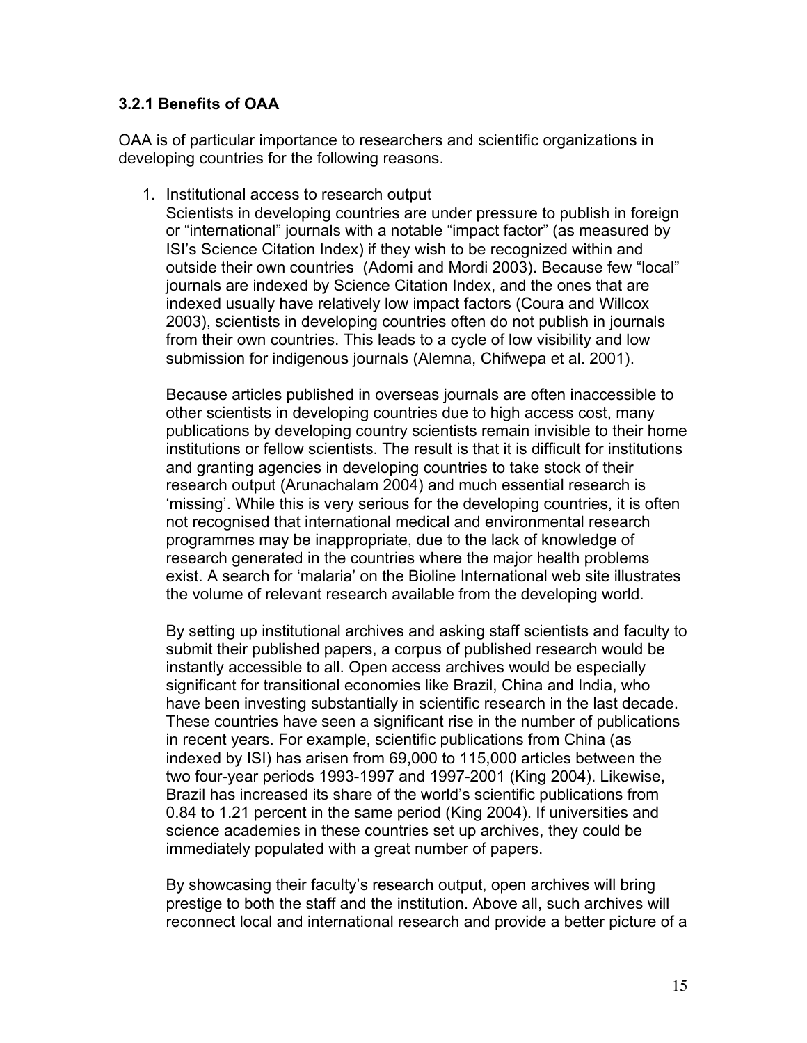### 3.2.1 Benefits of OAA

OAA is of particular importance to researchers and scientific organizations in developing countries for the following reasons.

1. Institutional access to research output

   Scientists in developing countries are under pressure to publish in foreign or "international" journals with a notable "impact factor" (as measured by ISI's Science Citation Index) if they wish to be recognized within and outside their own countries (Adomi and Mordi 2003). Because few "local" journals are indexed by Science Citation Index, and the ones that are indexed usually have relatively low impact factors (Coura and Willcox 2003), scientists in developing countries often do not publish in journals from their own countries. This leads to a cycle of low visibility and low submission for indigenous journals (Alemna, Chifwepa et al. 2001).

   Because articles published in overseas journals are often inaccessible to other scientists in developing countries due to high access cost, many publications by developing country scientists remain invisible to their home institutions or fellow scientists. The result is that it is difficult for institutions and granting agencies in developing countries to take stock of their research output (Arunachalam 2004) and much essential research is 'missing'. While this is very serious for the developing countries, it is often not recognised that international medical and environmental research programmes may be inappropriate, due to the lack of knowledge of research generated in the countries where the major health problems exist. A search for 'malaria' on the Bioline International web site illustrates the volume of relevant research available from the developing world.

   By setting up institutional archives and asking staff scientists and faculty to submit their published papers, a corpus of published research would be instantly accessible to all. Open access archives would be especially significant for transitional economies like Brazil, China and India, who have been investing substantially in scientific research in the last decade. These countries have seen a significant rise in the number of publications in recent years. For example, scientific publications from China (as indexed by ISI) has arisen from 69,000 to 115,000 articles between the two four-year periods 1993-1997 and 1997-2001 (King 2004). Likewise, Brazil has increased its share of the world's scientific publications from 0.84 to 1.21 percent in the same period (King 2004). If universities and science academies in these countries set up archives, they could be immediately populated with a great number of papers.

   By showcasing their faculty's research output, open archives will bring prestige to both the staff and the institution. Above all, such archives will reconnect local and international research and provide a better picture of a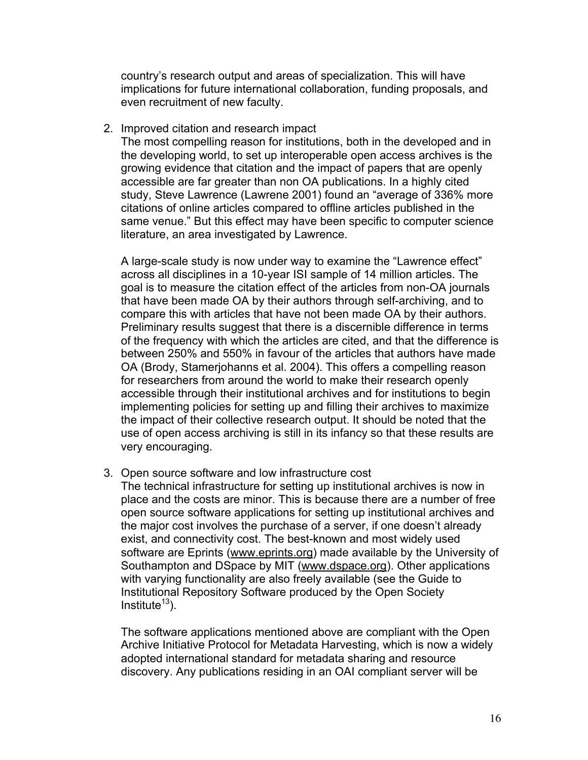country's research output and areas of specialization. This will have implications for future international collaboration, funding proposals, and even recruitment of new faculty.

2. Improved citation and research impact

   The most compelling reason for institutions, both in the developed and in the developing world, to set up interoperable open access archives is the growing evidence that citation and the impact of papers that are openly accessible are far greater than non OA publications. In a highly cited study, Steve Lawrence (Lawrene 2001) found an "average of 336% more citations of online articles compared to offline articles published in the same venue." But this effect may have been specific to computer science literature, an area investigated by Lawrence.

   A large-scale study is now under way to examine the "Lawrence effect" across all disciplines in a 10-year ISI sample of 14 million articles. The goal is to measure the citation effect of the articles from non-OA journals that have been made OA by their authors through self-archiving, and to compare this with articles that have not been made OA by their authors. Preliminary results suggest that there is a discernible difference in terms of the frequency with which the articles are cited, and that the difference is between 250% and 550% in favour of the articles that authors have made OA (Brody, Stamerjohanns et al. 2004). This offers a compelling reason for researchers from around the world to make their research openly accessible through their institutional archives and for institutions to begin implementing policies for setting up and filling their archives to maximize the impact of their collective research output. It should be noted that the use of open access archiving is still in its infancy so that these results are very encouraging.

3. Open source software and low infrastructure cost

   The technical infrastructure for setting up institutional archives is now in place and the costs are minor. This is because there are a number of free open source software applications for setting up institutional archives and the major cost involves the purchase of a server, if one doesn't already exist, and connectivity cost. The best-known and most widely used software are Eprints (www.eprints.org) made available by the University of Southampton and DSpace by MIT (www.dspace.org). Other applications with varying functionality are also freely available (see the Guide to Institutional Repository Software produced by the Open Society Institute[13]).

   The software applications mentioned above are compliant with the Open Archive Initiative Protocol for Metadata Harvesting, which is now a widely adopted international standard for metadata sharing and resource discovery. Any publications residing in an OAI compliant server will be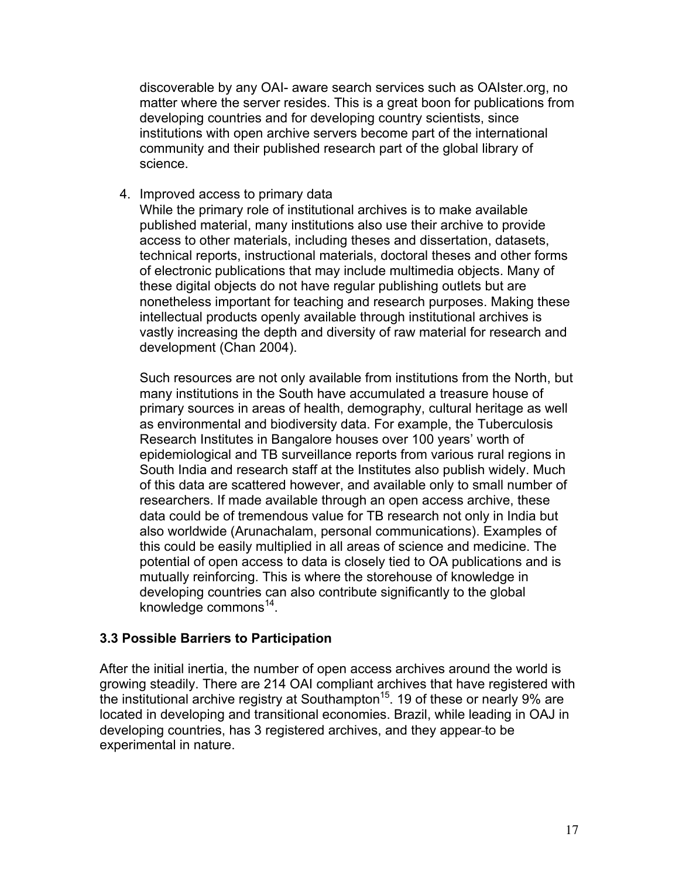discoverable by any OAI- aware search services such as OAIster.org, no matter where the server resides. This is a great boon for publications from developing countries and for developing country scientists, since institutions with open archive servers become part of the international community and their published research part of the global library of science.

4. Improved access to primary data

   While the primary role of institutional archives is to make available published material, many institutions also use their archive to provide access to other materials, including theses and dissertation, datasets, technical reports, instructional materials, doctoral theses and other forms of electronic publications that may include multimedia objects. Many of these digital objects do not have regular publishing outlets but are nonetheless important for teaching and research purposes. Making these intellectual products openly available through institutional archives is vastly increasing the depth and diversity of raw material for research and development (Chan 2004).

   Such resources are not only available from institutions from the North, but many institutions in the South have accumulated a treasure house of primary sources in areas of health, demography, cultural heritage as well as environmental and biodiversity data. For example, the Tuberculosis Research Institutes in Bangalore houses over 100 years' worth of epidemiological and TB surveillance reports from various rural regions in South India and research staff at the Institutes also publish widely. Much of this data are scattered however, and available only to small number of researchers. If made available through an open access archive, these data could be of tremendous value for TB research not only in India but also worldwide (Arunachalam, personal communications). Examples of this could be easily multiplied in all areas of science and medicine. The potential of open access to data is closely tied to OA publications and is mutually reinforcing. This is where the storehouse of knowledge in developing countries can also contribute significantly to the global knowledge commons[14].

### 3.3 Possible Barriers to Participation

After the initial inertia, the number of open access archives around the world is growing steadily. There are 214 OAI compliant archives that have registered with the institutional archive registry at Southampton[15]. 19 of these or nearly 9% are located in developing and transitional economies. Brazil, while leading in OAJ in developing countries, has 3 registered archives, and they appear to be experimental in nature.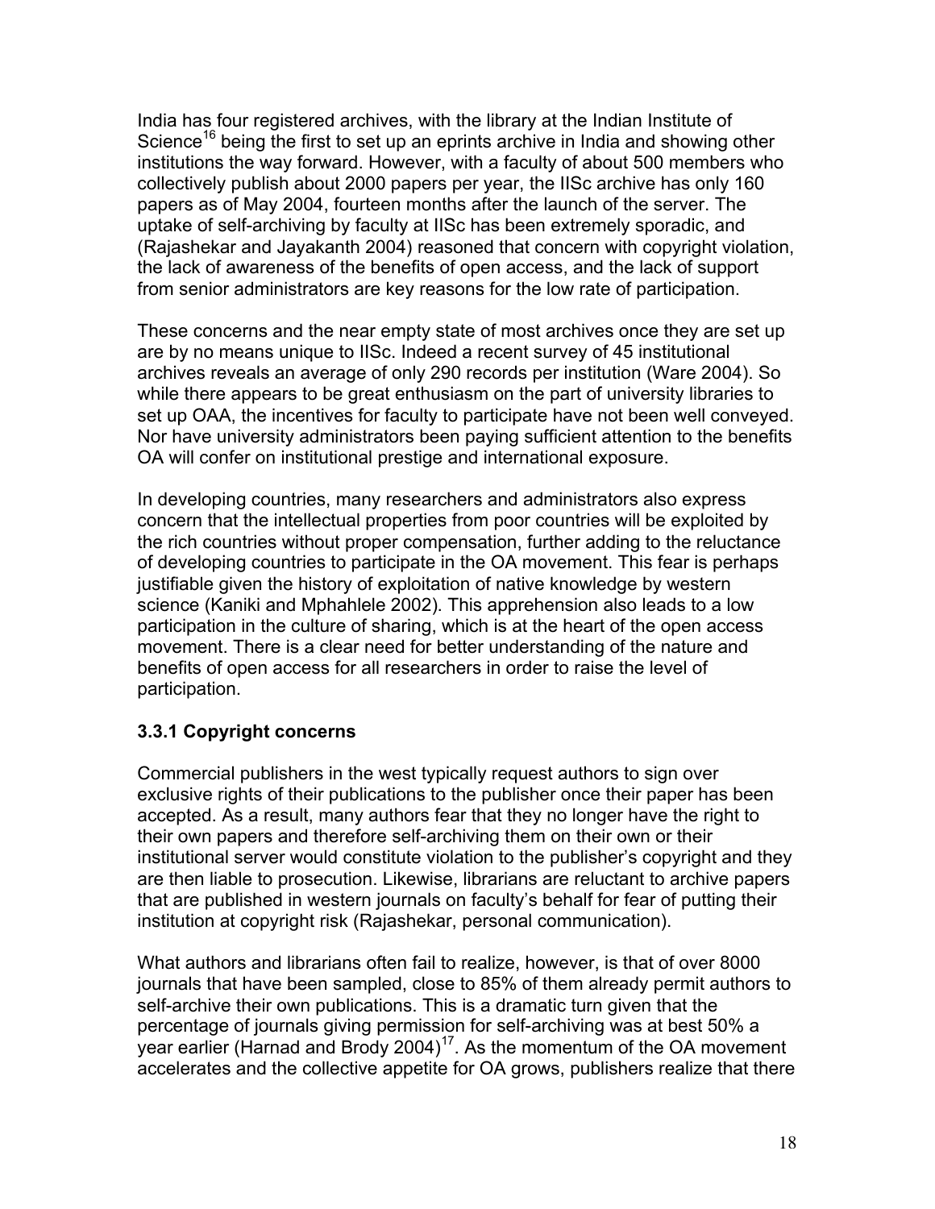India has four registered archives, with the library at the Indian Institute of Science[16] being the first to set up an eprints archive in India and showing other institutions the way forward. However, with a faculty of about 500 members who collectively publish about 2000 papers per year, the IISc archive has only 160 papers as of May 2004, fourteen months after the launch of the server. The uptake of self-archiving by faculty at IISc has been extremely sporadic, and (Rajashekar and Jayakanth 2004) reasoned that concern with copyright violation, the lack of awareness of the benefits of open access, and the lack of support from senior administrators are key reasons for the low rate of participation.

These concerns and the near empty state of most archives once they are set up are by no means unique to IISc. Indeed a recent survey of 45 institutional archives reveals an average of only 290 records per institution (Ware 2004). So while there appears to be great enthusiasm on the part of university libraries to set up OAA, the incentives for faculty to participate have not been well conveyed. Nor have university administrators been paying sufficient attention to the benefits OA will confer on institutional prestige and international exposure.

In developing countries, many researchers and administrators also express concern that the intellectual properties from poor countries will be exploited by the rich countries without proper compensation, further adding to the reluctance of developing countries to participate in the OA movement. This fear is perhaps justifiable given the history of exploitation of native knowledge by western science (Kaniki and Mphahlele 2002). This apprehension also leads to a low participation in the culture of sharing, which is at the heart of the open access movement. There is a clear need for better understanding of the nature and benefits of open access for all researchers in order to raise the level of participation.

### 3.3.1 Copyright concerns

Commercial publishers in the west typically request authors to sign over exclusive rights of their publications to the publisher once their paper has been accepted. As a result, many authors fear that they no longer have the right to their own papers and therefore self-archiving them on their own or their institutional server would constitute violation to the publisher's copyright and they are then liable to prosecution. Likewise, librarians are reluctant to archive papers that are published in western journals on faculty's behalf for fear of putting their institution at copyright risk (Rajashekar, personal communication).

What authors and librarians often fail to realize, however, is that of over 8000 journals that have been sampled, close to 85% of them already permit authors to self-archive their own publications. This is a dramatic turn given that the percentage of journals giving permission for self-archiving was at best 50% a year earlier (Harnad and Brody 2004)[17]. As the momentum of the OA movement accelerates and the collective appetite for OA grows, publishers realize that there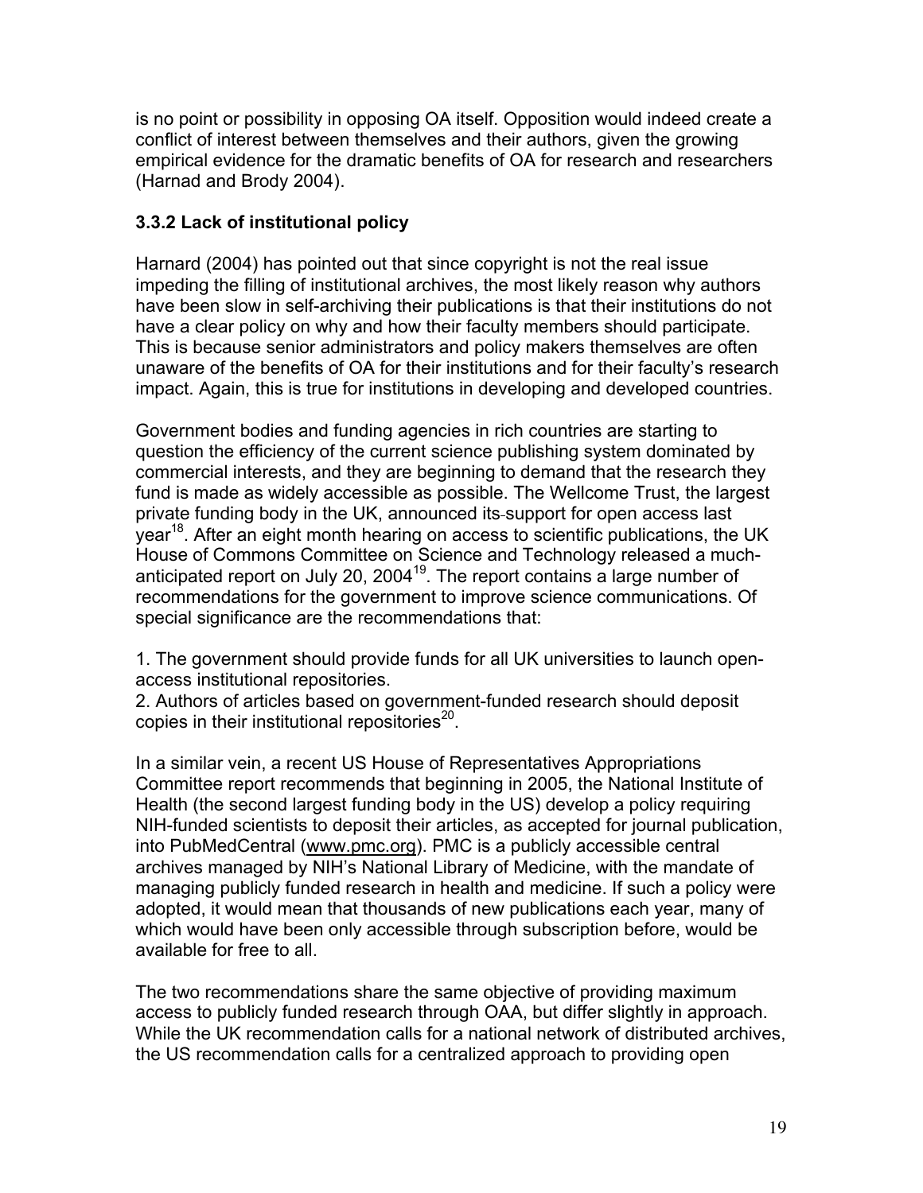is no point or possibility in opposing OA itself. Opposition would indeed create a conflict of interest between themselves and their authors, given the growing empirical evidence for the dramatic benefits of OA for research and researchers (Harnad and Brody 2004).

### 3.3.2 Lack of institutional policy

Harnard (2004) has pointed out that since copyright is not the real issue impeding the filling of institutional archives, the most likely reason why authors have been slow in self-archiving their publications is that their institutions do not have a clear policy on why and how their faculty members should participate. This is because senior administrators and policy makers themselves are often unaware of the benefits of OA for their institutions and for their faculty's research impact. Again, this is true for institutions in developing and developed countries.

Government bodies and funding agencies in rich countries are starting to question the efficiency of the current science publishing system dominated by commercial interests, and they are beginning to demand that the research they fund is made as widely accessible as possible. The Wellcome Trust, the largest private funding body in the UK, announced its support for open access last year[18]. After an eight month hearing on access to scientific publications, the UK House of Commons Committee on Science and Technology released a much-anticipated report on July 20, 2004[19]. The report contains a large number of recommendations for the government to improve science communications. Of special significance are the recommendations that:

1. The government should provide funds for all UK universities to launch open-access institutional repositories.
2. Authors of articles based on government-funded research should deposit copies in their institutional repositories[20].

In a similar vein, a recent US House of Representatives Appropriations Committee report recommends that beginning in 2005, the National Institute of Health (the second largest funding body in the US) develop a policy requiring NIH-funded scientists to deposit their articles, as accepted for journal publication, into PubMedCentral (www.pmc.org). PMC is a publicly accessible central archives managed by NIH's National Library of Medicine, with the mandate of managing publicly funded research in health and medicine. If such a policy were adopted, it would mean that thousands of new publications each year, many of which would have been only accessible through subscription before, would be available for free to all.

The two recommendations share the same objective of providing maximum access to publicly funded research through OAA, but differ slightly in approach. While the UK recommendation calls for a national network of distributed archives, the US recommendation calls for a centralized approach to providing open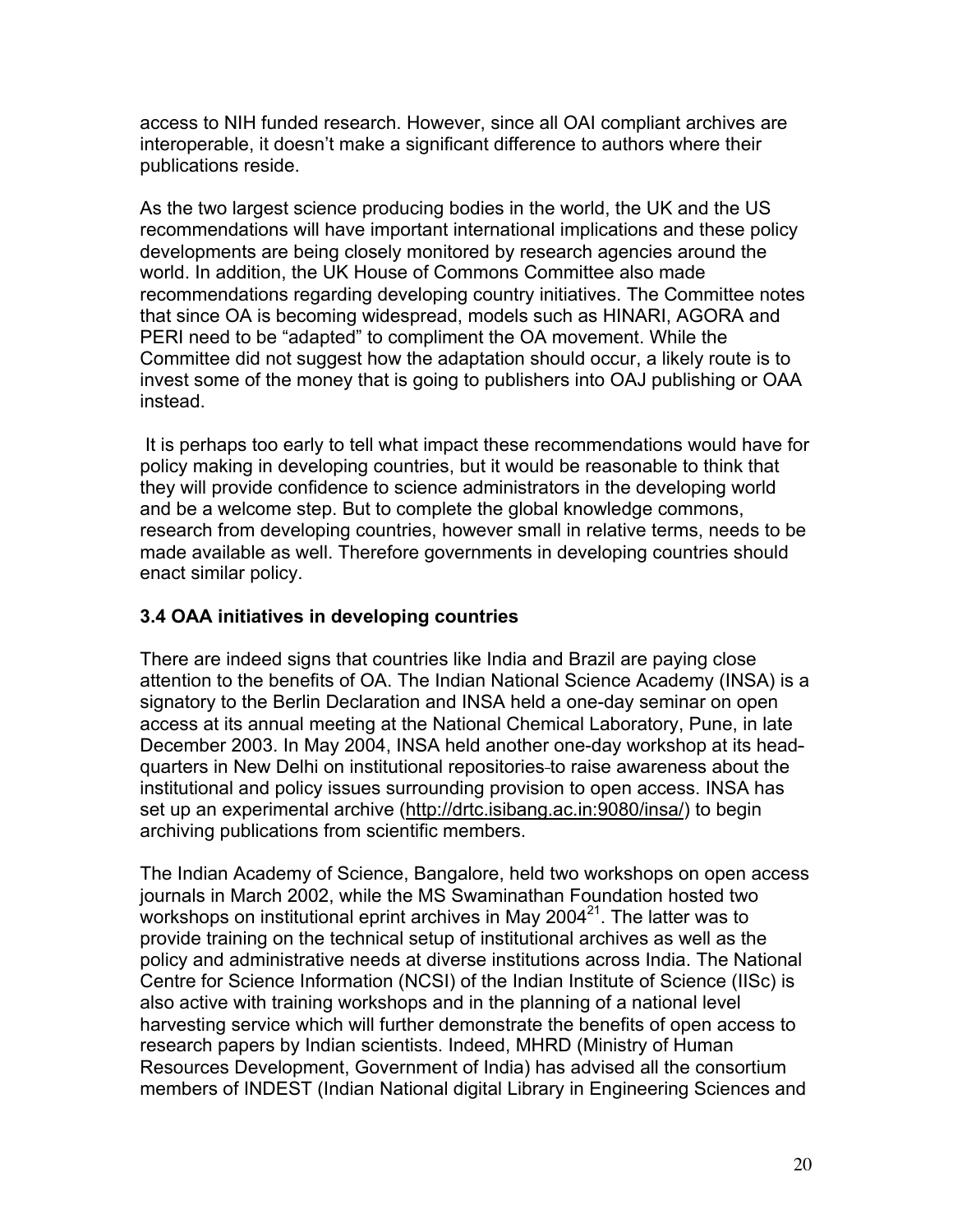access to NIH funded research. However, since all OAI compliant archives are interoperable, it doesn't make a significant difference to authors where their publications reside.

As the two largest science producing bodies in the world, the UK and the US recommendations will have important international implications and these policy developments are being closely monitored by research agencies around the world. In addition, the UK House of Commons Committee also made recommendations regarding developing country initiatives. The Committee notes that since OA is becoming widespread, models such as HINARI, AGORA and PERI need to be "adapted" to compliment the OA movement. While the Committee did not suggest how the adaptation should occur, a likely route is to invest some of the money that is going to publishers into OAJ publishing or OAA instead.

It is perhaps too early to tell what impact these recommendations would have for policy making in developing countries, but it would be reasonable to think that they will provide confidence to science administrators in the developing world and be a welcome step. But to complete the global knowledge commons, research from developing countries, however small in relative terms, needs to be made available as well. Therefore governments in developing countries should enact similar policy.

### 3.4 OAA initiatives in developing countries

There are indeed signs that countries like India and Brazil are paying close attention to the benefits of OA. The Indian National Science Academy (INSA) is a signatory to the Berlin Declaration and INSA held a one-day seminar on open access at its annual meeting at the National Chemical Laboratory, Pune, in late December 2003. In May 2004, INSA held another one-day workshop at its head-quarters in New Delhi on institutional repositories to raise awareness about the institutional and policy issues surrounding provision to open access. INSA has set up an experimental archive (http://drtc.isibang.ac.in:9080/insa/) to begin archiving publications from scientific members.

The Indian Academy of Science, Bangalore, held two workshops on open access journals in March 2002, while the MS Swaminathan Foundation hosted two workshops on institutional eprint archives in May 2004[21]. The latter was to provide training on the technical setup of institutional archives as well as the policy and administrative needs at diverse institutions across India. The National Centre for Science Information (NCSI) of the Indian Institute of Science (IISc) is also active with training workshops and in the planning of a national level harvesting service which will further demonstrate the benefits of open access to research papers by Indian scientists. Indeed, MHRD (Ministry of Human Resources Development, Government of India) has advised all the consortium members of INDEST (Indian National digital Library in Engineering Sciences and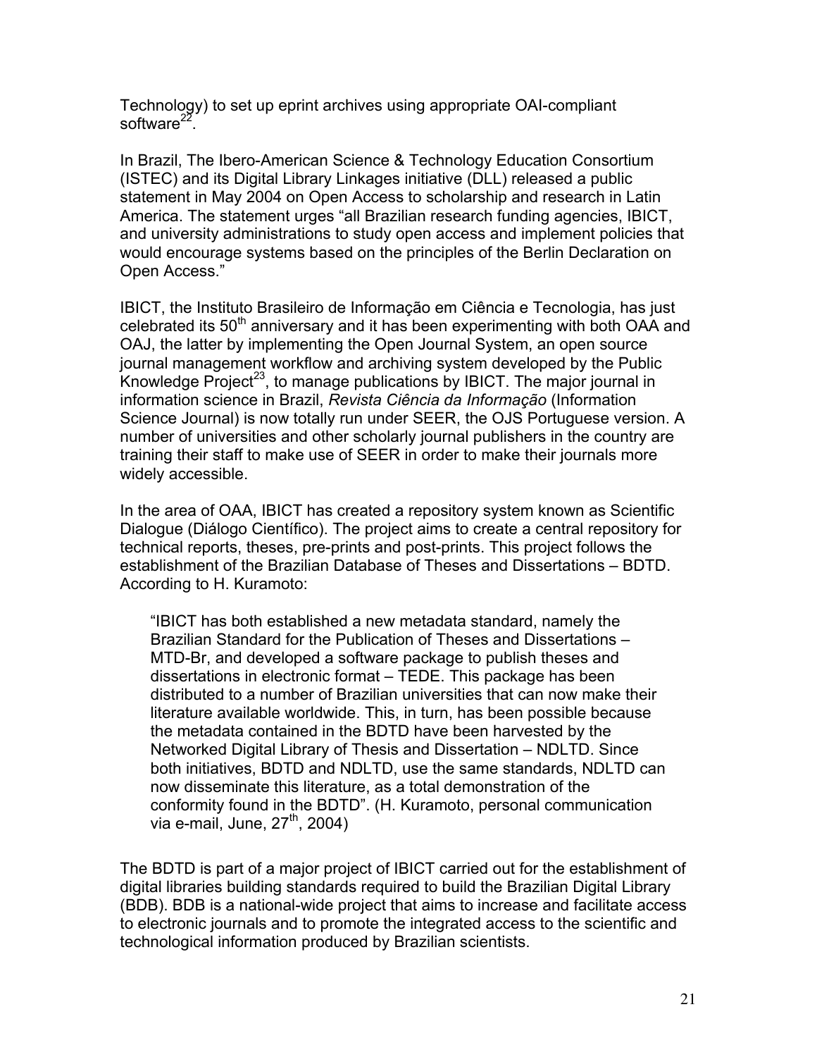Technology) to set up eprint archives using appropriate OAI-compliant software[22].

In Brazil, The Ibero-American Science & Technology Education Consortium (ISTEC) and its Digital Library Linkages initiative (DLL) released a public statement in May 2004 on Open Access to scholarship and research in Latin America. The statement urges "all Brazilian research funding agencies, IBICT, and university administrations to study open access and implement policies that would encourage systems based on the principles of the Berlin Declaration on Open Access."

IBICT, the Instituto Brasileiro de Informação em Ciência e Tecnologia, has just celebrated its 50th anniversary and it has been experimenting with both OAA and OAJ, the latter by implementing the Open Journal System, an open source journal management workflow and archiving system developed by the Public Knowledge Project[23], to manage publications by IBICT. The major journal in information science in Brazil, *Revista Ciência da Informação* (Information Science Journal) is now totally run under SEER, the OJS Portuguese version. A number of universities and other scholarly journal publishers in the country are training their staff to make use of SEER in order to make their journals more widely accessible.

In the area of OAA, IBICT has created a repository system known as Scientific Dialogue (Diálogo Científico). The project aims to create a central repository for technical reports, theses, pre-prints and post-prints. This project follows the establishment of the Brazilian Database of Theses and Dissertations – BDTD. According to H. Kuramoto:

> "IBICT has both established a new metadata standard, namely the Brazilian Standard for the Publication of Theses and Dissertations – MTD-Br, and developed a software package to publish theses and dissertations in electronic format – TEDE. This package has been distributed to a number of Brazilian universities that can now make their literature available worldwide. This, in turn, has been possible because the metadata contained in the BDTD have been harvested by the Networked Digital Library of Thesis and Dissertation – NDLTD. Since both initiatives, BDTD and NDLTD, use the same standards, NDLTD can now disseminate this literature, as a total demonstration of the conformity found in the BDTD". (H. Kuramoto, personal communication via e-mail, June, 27th, 2004)

The BDTD is part of a major project of IBICT carried out for the establishment of digital libraries building standards required to build the Brazilian Digital Library (BDB). BDB is a national-wide project that aims to increase and facilitate access to electronic journals and to promote the integrated access to the scientific and technological information produced by Brazilian scientists.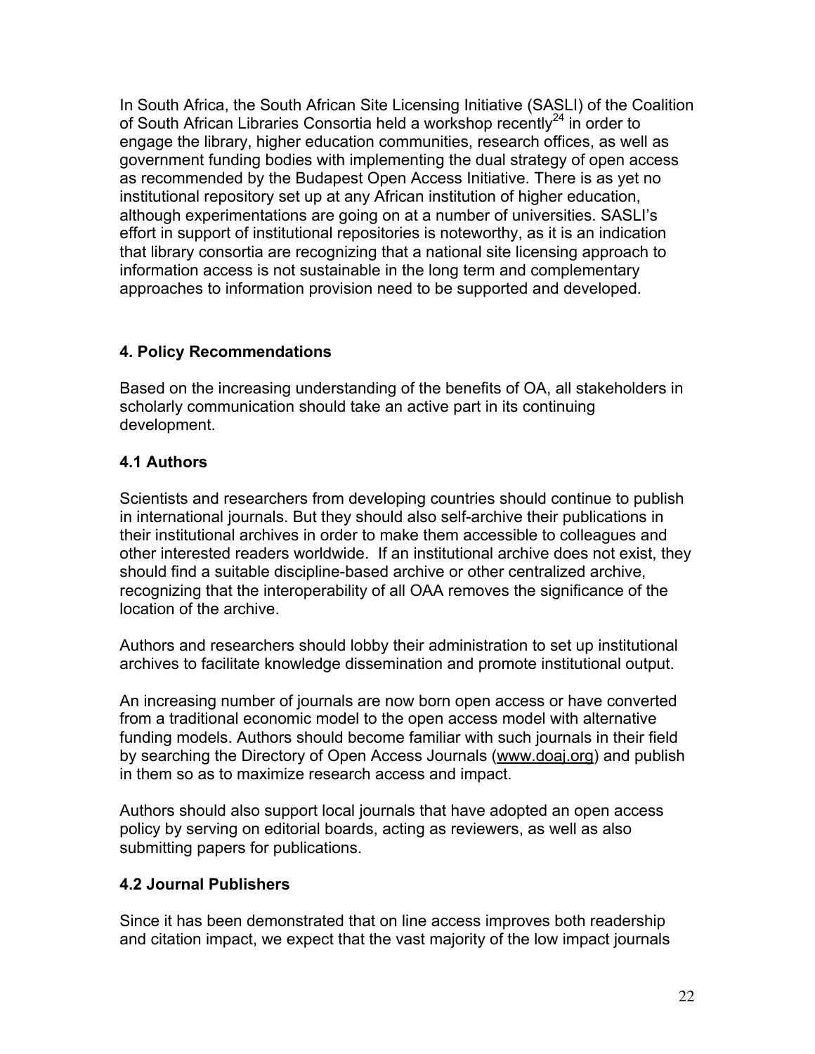In South Africa, the South African Site Licensing Initiative (SASLI) of the Coalition of South African Libraries Consortia held a workshop recently[24] in order to engage the library, higher education communities, research offices, as well as government funding bodies with implementing the dual strategy of open access as recommended by the Budapest Open Access Initiative. There is as yet no institutional repository set up at any African institution of higher education, although experimentations are going on at a number of universities. SASLI's effort in support of institutional repositories is noteworthy, as it is an indication that library consortia are recognizing that a national site licensing approach to information access is not sustainable in the long term and complementary approaches to information provision need to be supported and developed.

## 4. Policy Recommendations

Based on the increasing understanding of the benefits of OA, all stakeholders in scholarly communication should take an active part in its continuing development.

### 4.1 Authors

Scientists and researchers from developing countries should continue to publish in international journals. But they should also self-archive their publications in their institutional archives in order to make them accessible to colleagues and other interested readers worldwide. If an institutional archive does not exist, they should find a suitable discipline-based archive or other centralized archive, recognizing that the interoperability of all OAA removes the significance of the location of the archive.

Authors and researchers should lobby their administration to set up institutional archives to facilitate knowledge dissemination and promote institutional output.

An increasing number of journals are now born open access or have converted from a traditional economic model to the open access model with alternative funding models. Authors should become familiar with such journals in their field by searching the Directory of Open Access Journals (www.doaj.org) and publish in them so as to maximize research access and impact.

Authors should also support local journals that have adopted an open access policy by serving on editorial boards, acting as reviewers, as well as also submitting papers for publications.

### 4.2 Journal Publishers

Since it has been demonstrated that on line access improves both readership and citation impact, we expect that the vast majority of the low impact journals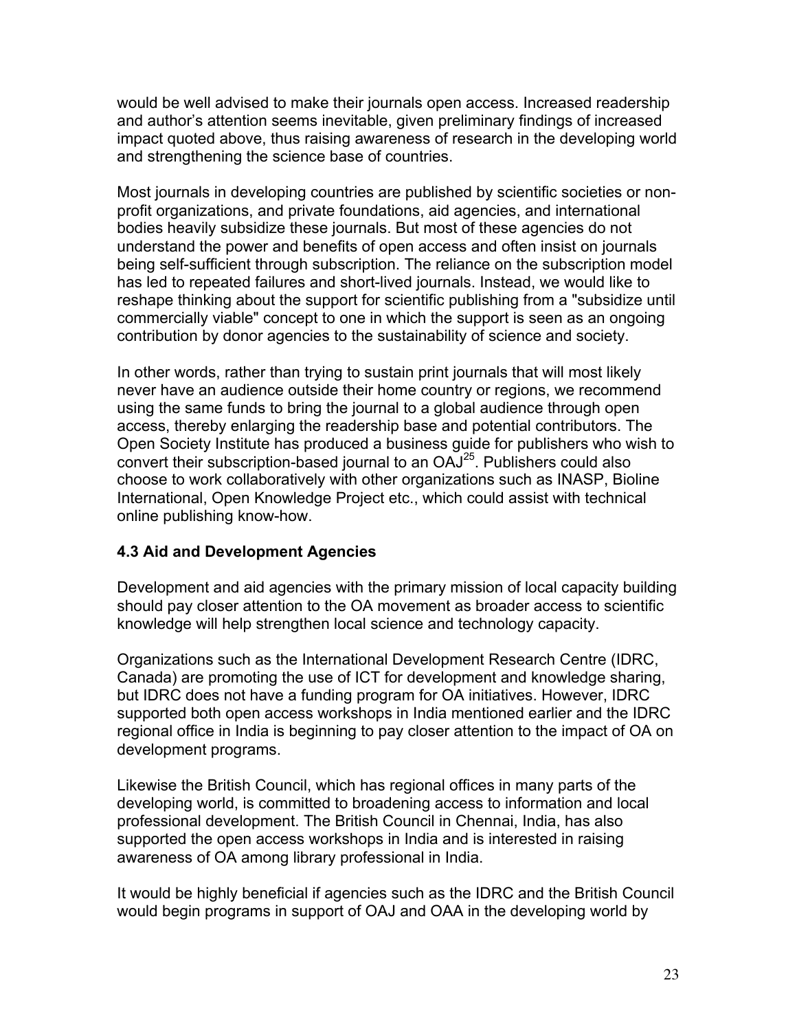would be well advised to make their journals open access. Increased readership and author's attention seems inevitable, given preliminary findings of increased impact quoted above, thus raising awareness of research in the developing world and strengthening the science base of countries.

Most journals in developing countries are published by scientific societies or non-profit organizations, and private foundations, aid agencies, and international bodies heavily subsidize these journals. But most of these agencies do not understand the power and benefits of open access and often insist on journals being self-sufficient through subscription. The reliance on the subscription model has led to repeated failures and short-lived journals. Instead, we would like to reshape thinking about the support for scientific publishing from a "subsidize until commercially viable" concept to one in which the support is seen as an ongoing contribution by donor agencies to the sustainability of science and society.

In other words, rather than trying to sustain print journals that will most likely never have an audience outside their home country or regions, we recommend using the same funds to bring the journal to a global audience through open access, thereby enlarging the readership base and potential contributors. The Open Society Institute has produced a business guide for publishers who wish to convert their subscription-based journal to an OAJ[25]. Publishers could also choose to work collaboratively with other organizations such as INASP, Bioline International, Open Knowledge Project etc., which could assist with technical online publishing know-how.

### 4.3 Aid and Development Agencies

Development and aid agencies with the primary mission of local capacity building should pay closer attention to the OA movement as broader access to scientific knowledge will help strengthen local science and technology capacity.

Organizations such as the International Development Research Centre (IDRC, Canada) are promoting the use of ICT for development and knowledge sharing, but IDRC does not have a funding program for OA initiatives. However, IDRC supported both open access workshops in India mentioned earlier and the IDRC regional office in India is beginning to pay closer attention to the impact of OA on development programs.

Likewise the British Council, which has regional offices in many parts of the developing world, is committed to broadening access to information and local professional development. The British Council in Chennai, India, has also supported the open access workshops in India and is interested in raising awareness of OA among library professional in India.

It would be highly beneficial if agencies such as the IDRC and the British Council would begin programs in support of OAJ and OAA in the developing world by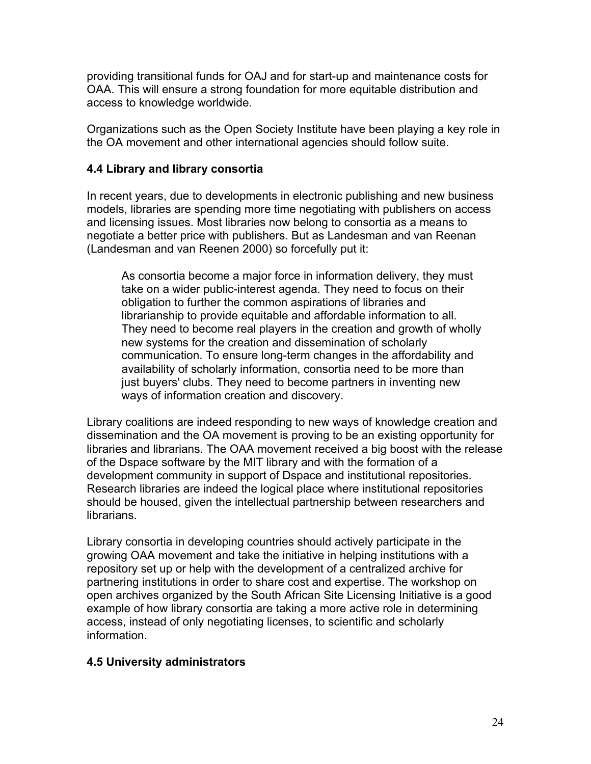providing transitional funds for OAJ and for start-up and maintenance costs for OAA. This will ensure a strong foundation for more equitable distribution and access to knowledge worldwide.

Organizations such as the Open Society Institute have been playing a key role in the OA movement and other international agencies should follow suite.

### 4.4 Library and library consortia

In recent years, due to developments in electronic publishing and new business models, libraries are spending more time negotiating with publishers on access and licensing issues. Most libraries now belong to consortia as a means to negotiate a better price with publishers. But as Landesman and van Reenan (Landesman and van Reenen 2000) so forcefully put it:

> As consortia become a major force in information delivery, they must take on a wider public-interest agenda. They need to focus on their obligation to further the common aspirations of libraries and librarianship to provide equitable and affordable information to all. They need to become real players in the creation and growth of wholly new systems for the creation and dissemination of scholarly communication. To ensure long-term changes in the affordability and availability of scholarly information, consortia need to be more than just buyers' clubs. They need to become partners in inventing new ways of information creation and discovery.

Library coalitions are indeed responding to new ways of knowledge creation and dissemination and the OA movement is proving to be an existing opportunity for libraries and librarians. The OAA movement received a big boost with the release of the Dspace software by the MIT library and with the formation of a development community in support of Dspace and institutional repositories. Research libraries are indeed the logical place where institutional repositories should be housed, given the intellectual partnership between researchers and librarians.

Library consortia in developing countries should actively participate in the growing OAA movement and take the initiative in helping institutions with a repository set up or help with the development of a centralized archive for partnering institutions in order to share cost and expertise. The workshop on open archives organized by the South African Site Licensing Initiative is a good example of how library consortia are taking a more active role in determining access, instead of only negotiating licenses, to scientific and scholarly information.

### 4.5 University administrators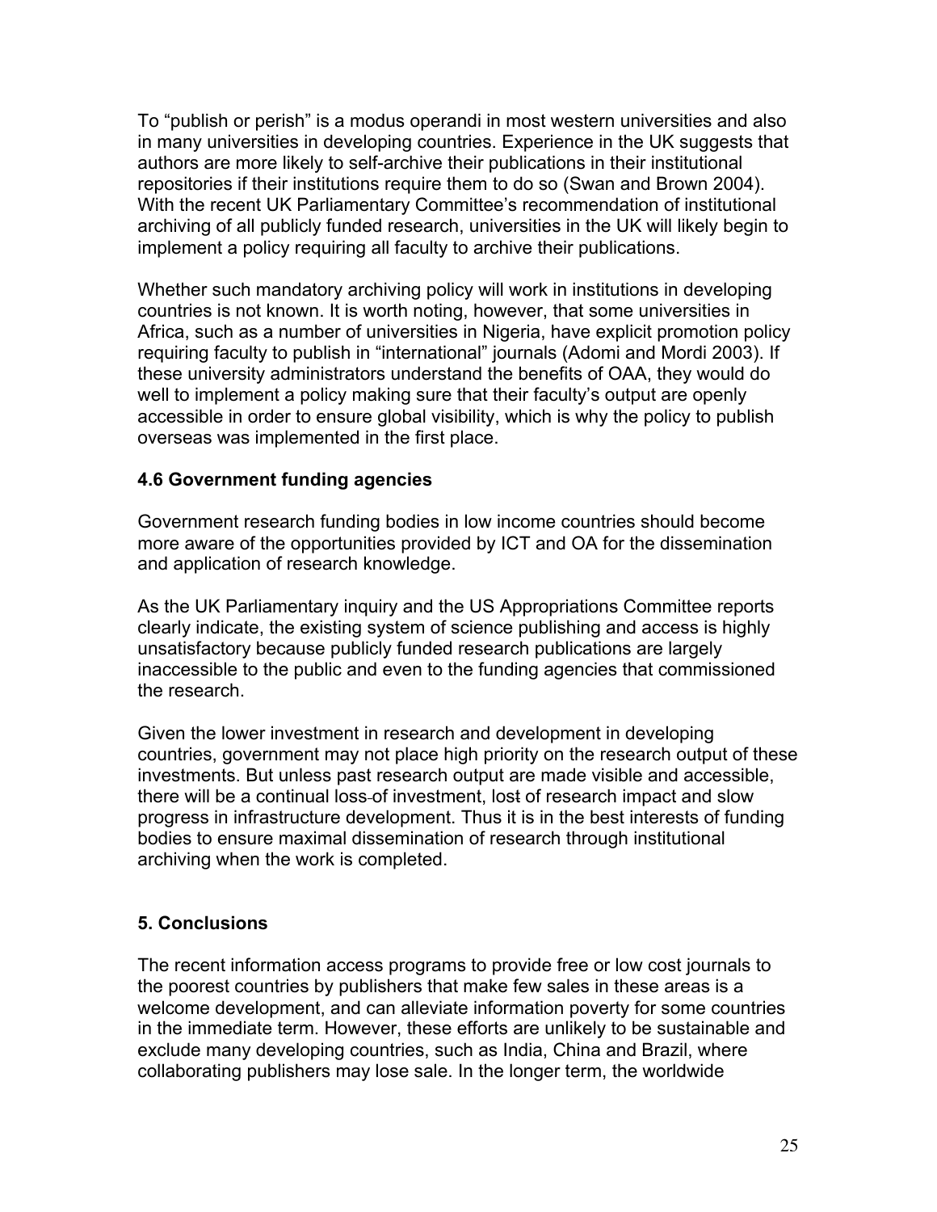To “publish or perish” is a modus operandi in most western universities and also in many universities in developing countries. Experience in the UK suggests that authors are more likely to self-archive their publications in their institutional repositories if their institutions require them to do so (Swan and Brown 2004). With the recent UK Parliamentary Committee’s recommendation of institutional archiving of all publicly funded research, universities in the UK will likely begin to implement a policy requiring all faculty to archive their publications.

Whether such mandatory archiving policy will work in institutions in developing countries is not known. It is worth noting, however, that some universities in Africa, such as a number of universities in Nigeria, have explicit promotion policy requiring faculty to publish in “international” journals (Adomi and Mordi 2003). If these university administrators understand the benefits of OAA, they would do well to implement a policy making sure that their faculty’s output are openly accessible in order to ensure global visibility, which is why the policy to publish overseas was implemented in the first place.

### 4.6 Government funding agencies

Government research funding bodies in low income countries should become more aware of the opportunities provided by ICT and OA for the dissemination and application of research knowledge.

As the UK Parliamentary inquiry and the US Appropriations Committee reports clearly indicate, the existing system of science publishing and access is highly unsatisfactory because publicly funded research publications are largely inaccessible to the public and even to the funding agencies that commissioned the research.

Given the lower investment in research and development in developing countries, government may not place high priority on the research output of these investments. But unless past research output are made visible and accessible, there will be a continual loss of investment, lost of research impact and slow progress in infrastructure development. Thus it is in the best interests of funding bodies to ensure maximal dissemination of research through institutional archiving when the work is completed.

## 5. Conclusions

The recent information access programs to provide free or low cost journals to the poorest countries by publishers that make few sales in these areas is a welcome development, and can alleviate information poverty for some countries in the immediate term. However, these efforts are unlikely to be sustainable and exclude many developing countries, such as India, China and Brazil, where collaborating publishers may lose sale. In the longer term, the worldwide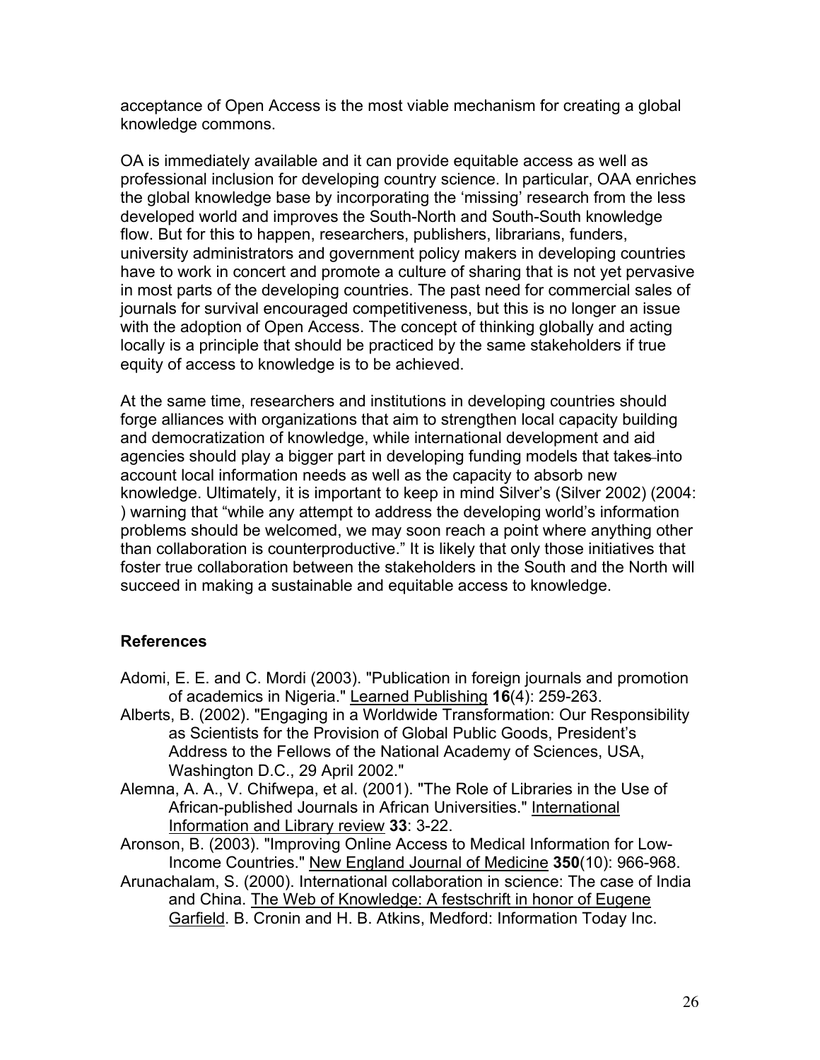acceptance of Open Access is the most viable mechanism for creating a global knowledge commons.

OA is immediately available and it can provide equitable access as well as professional inclusion for developing country science. In particular, OAA enriches the global knowledge base by incorporating the 'missing' research from the less developed world and improves the South-North and South-South knowledge flow. But for this to happen, researchers, publishers, librarians, funders, university administrators and government policy makers in developing countries have to work in concert and promote a culture of sharing that is not yet pervasive in most parts of the developing countries. The past need for commercial sales of journals for survival encouraged competitiveness, but this is no longer an issue with the adoption of Open Access. The concept of thinking globally and acting locally is a principle that should be practiced by the same stakeholders if true equity of access to knowledge is to be achieved.

At the same time, researchers and institutions in developing countries should forge alliances with organizations that aim to strengthen local capacity building and democratization of knowledge, while international development and aid agencies should play a bigger part in developing funding models that takes into account local information needs as well as the capacity to absorb new knowledge. Ultimately, it is important to keep in mind Silver's (Silver 2002) (2004: ) warning that "while any attempt to address the developing world's information problems should be welcomed, we may soon reach a point where anything other than collaboration is counterproductive." It is likely that only those initiatives that foster true collaboration between the stakeholders in the South and the North will succeed in making a sustainable and equitable access to knowledge.

## References

Adomi, E. E. and C. Mordi (2003). "Publication in foreign journals and promotion of academics in Nigeria." Learned Publishing **16**(4): 259-263.

Alberts, B. (2002). "Engaging in a Worldwide Transformation: Our Responsibility as Scientists for the Provision of Global Public Goods, President's Address to the Fellows of the National Academy of Sciences, USA, Washington D.C., 29 April 2002."

Alemna, A. A., V. Chifwepa, et al. (2001). "The Role of Libraries in the Use of African-published Journals in African Universities." International Information and Library review **33**: 3-22.

Aronson, B. (2003). "Improving Online Access to Medical Information for Low-Income Countries." New England Journal of Medicine **350**(10): 966-968.

Arunachalam, S. (2000). International collaboration in science: The case of India and China. The Web of Knowledge: A festschrift in honor of Eugene Garfield. B. Cronin and H. B. Atkins, Medford: Information Today Inc.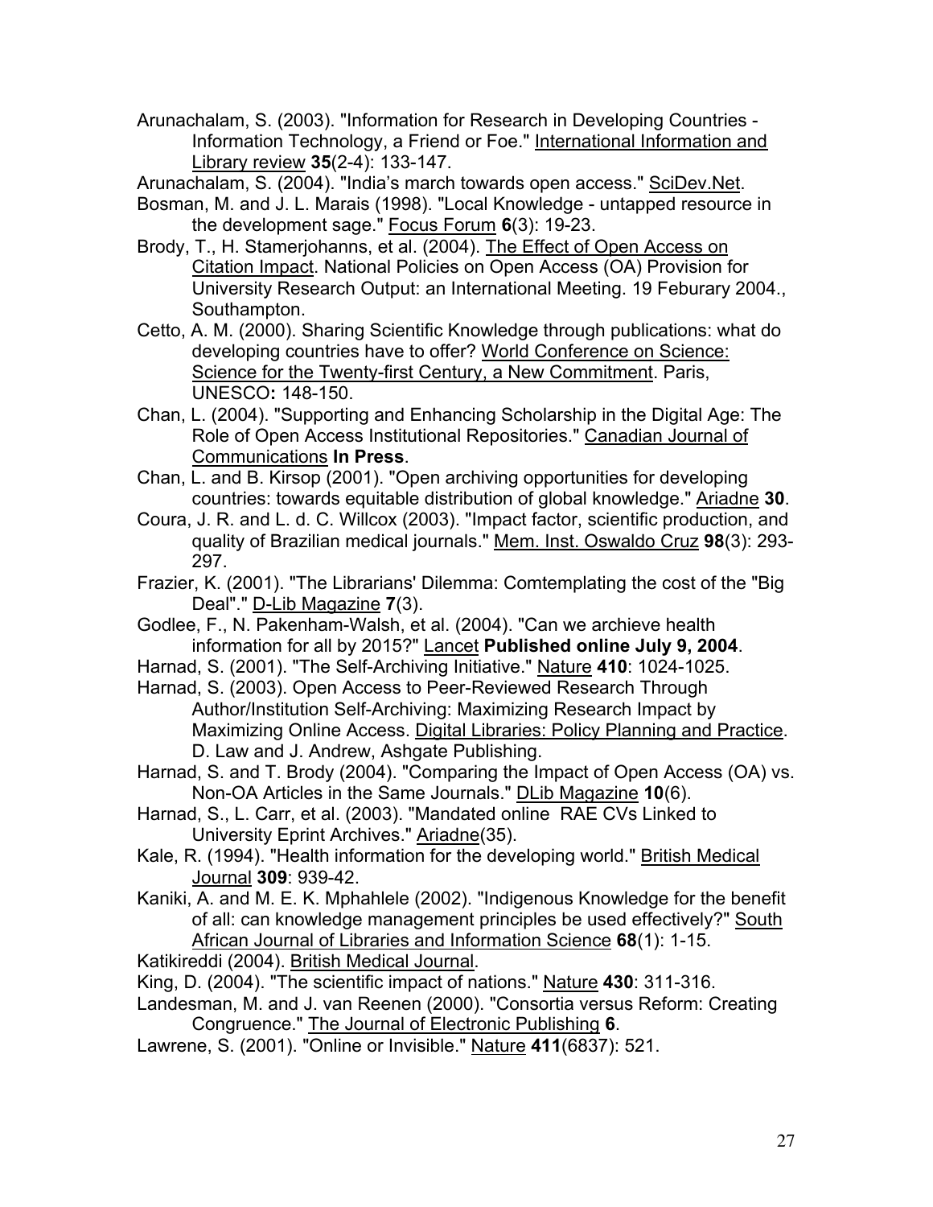Arunachalam, S. (2003). "Information for Research in Developing Countries - Information Technology, a Friend or Foe." International Information and Library review **35**(2-4): 133-147.

Arunachalam, S. (2004). "India's march towards open access." SciDev.Net.

Bosman, M. and J. L. Marais (1998). "Local Knowledge - untapped resource in the development sage." Focus Forum **6**(3): 19-23.

Brody, T., H. Stamerjohanns, et al. (2004). The Effect of Open Access on Citation Impact. National Policies on Open Access (OA) Provision for University Research Output: an International Meeting. 19 Feburary 2004., Southampton.

Cetto, A. M. (2000). Sharing Scientific Knowledge through publications: what do developing countries have to offer? World Conference on Science: Science for the Twenty-first Century, a New Commitment. Paris, UNESCO**:** 148-150.

Chan, L. (2004). "Supporting and Enhancing Scholarship in the Digital Age: The Role of Open Access Institutional Repositories." Canadian Journal of Communications **In Press**.

Chan, L. and B. Kirsop (2001). "Open archiving opportunities for developing countries: towards equitable distribution of global knowledge." Ariadne **30**.

Coura, J. R. and L. d. C. Willcox (2003). "Impact factor, scientific production, and quality of Brazilian medical journals." Mem. Inst. Oswaldo Cruz **98**(3): 293-297.

Frazier, K. (2001). "The Librarians' Dilemma: Comtemplating the cost of the "Big Deal"." D-Lib Magazine **7**(3).

Godlee, F., N. Pakenham-Walsh, et al. (2004). "Can we archieve health information for all by 2015?" Lancet **Published online July 9, 2004**.

Harnad, S. (2001). "The Self-Archiving Initiative." Nature **410**: 1024-1025.

Harnad, S. (2003). Open Access to Peer-Reviewed Research Through Author/Institution Self-Archiving: Maximizing Research Impact by Maximizing Online Access. Digital Libraries: Policy Planning and Practice. D. Law and J. Andrew, Ashgate Publishing.

Harnad, S. and T. Brody (2004). "Comparing the Impact of Open Access (OA) vs. Non-OA Articles in the Same Journals." DLib Magazine **10**(6).

Harnad, S., L. Carr, et al. (2003). "Mandated online RAE CVs Linked to University Eprint Archives." Ariadne(35).

Kale, R. (1994). "Health information for the developing world." British Medical Journal **309**: 939-42.

Kaniki, A. and M. E. K. Mphahlele (2002). "Indigenous Knowledge for the benefit of all: can knowledge management principles be used effectively?" South African Journal of Libraries and Information Science **68**(1): 1-15.

Katikireddi (2004). British Medical Journal.

King, D. (2004). "The scientific impact of nations." Nature **430**: 311-316.

Landesman, M. and J. van Reenen (2000). "Consortia versus Reform: Creating Congruence." The Journal of Electronic Publishing **6**.

Lawrene, S. (2001). "Online or Invisible." Nature **411**(6837): 521.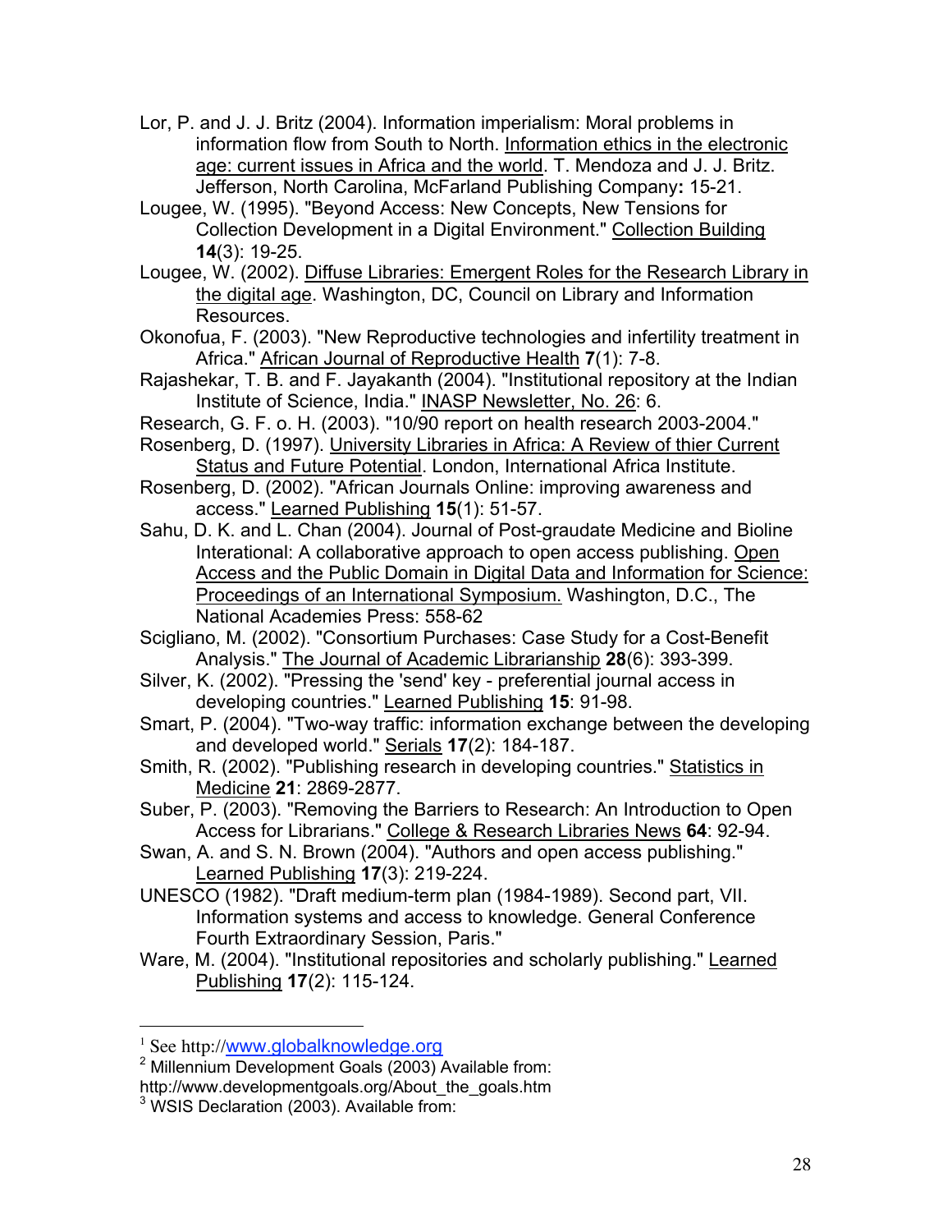Lor, P. and J. J. Britz (2004). Information imperialism: Moral problems in information flow from South to North. Information ethics in the electronic age: current issues in Africa and the world. T. Mendoza and J. J. Britz. Jefferson, North Carolina, McFarland Publishing Company**:** 15-21.

Lougee, W. (1995). "Beyond Access: New Concepts, New Tensions for Collection Development in a Digital Environment." Collection Building **14**(3): 19-25.

Lougee, W. (2002). Diffuse Libraries: Emergent Roles for the Research Library in the digital age. Washington, DC, Council on Library and Information Resources.

Okonofua, F. (2003). "New Reproductive technologies and infertility treatment in Africa." African Journal of Reproductive Health **7**(1): 7-8.

Rajashekar, T. B. and F. Jayakanth (2004). "Institutional repository at the Indian Institute of Science, India." INASP Newsletter, No. 26: 6.

Research, G. F. o. H. (2003). "10/90 report on health research 2003-2004."

Rosenberg, D. (1997). University Libraries in Africa: A Review of thier Current Status and Future Potential. London, International Africa Institute.

Rosenberg, D. (2002). "African Journals Online: improving awareness and access." Learned Publishing **15**(1): 51-57.

Sahu, D. K. and L. Chan (2004). Journal of Post-graudate Medicine and Bioline Interational: A collaborative approach to open access publishing. Open Access and the Public Domain in Digital Data and Information for Science: Proceedings of an International Symposium. Washington, D.C., The National Academies Press: 558-62

Scigliano, M. (2002). "Consortium Purchases: Case Study for a Cost-Benefit Analysis." The Journal of Academic Librarianship **28**(6): 393-399.

Silver, K. (2002). "Pressing the 'send' key - preferential journal access in developing countries." Learned Publishing **15**: 91-98.

Smart, P. (2004). "Two-way traffic: information exchange between the developing and developed world." Serials **17**(2): 184-187.

Smith, R. (2002). "Publishing research in developing countries." Statistics in Medicine **21**: 2869-2877.

Suber, P. (2003). "Removing the Barriers to Research: An Introduction to Open Access for Librarians." College & Research Libraries News **64**: 92-94.

Swan, A. and S. N. Brown (2004). "Authors and open access publishing." Learned Publishing **17**(3): 219-224.

UNESCO (1982). "Draft medium-term plan (1984-1989). Second part, VII. Information systems and access to knowledge. General Conference Fourth Extraordinary Session, Paris."

Ware, M. (2004). "Institutional repositories and scholarly publishing." Learned Publishing **17**(2): 115-124.

---

[1] See http://www.globalknowledge.org

[2] Millennium Development Goals (2003) Available from: http://www.developmentgoals.org/About_the_goals.htm

[3] WSIS Declaration (2003). Available from: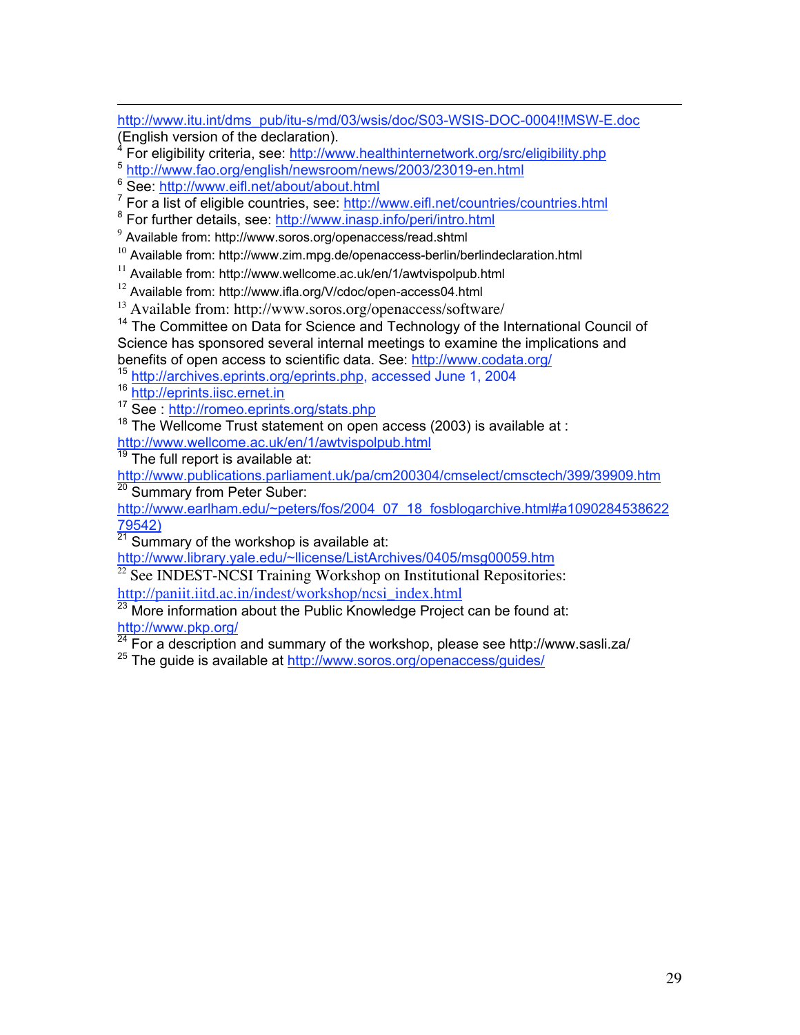http://www.itu.int/dms_pub/itu-s/md/03/wsis/doc/S03-WSIS-DOC-0004!!MSW-E.doc (English version of the declaration).

[4] For eligibility criteria, see: http://www.healthinternetwork.org/src/eligibility.php

[5] http://www.fao.org/english/newsroom/news/2003/23019-en.html

[6] See: http://www.eifl.net/about/about.html

[7] For a list of eligible countries, see: http://www.eifl.net/countries/countries.html

[8] For further details, see: http://www.inasp.info/peri/intro.html

[9] Available from: http://www.soros.org/openaccess/read.shtml

[10] Available from: http://www.zim.mpg.de/openaccess-berlin/berlindeclaration.html

[11] Available from: http://www.wellcome.ac.uk/en/1/awtvispolpub.html

[12] Available from: http://www.ifla.org/V/cdoc/open-access04.html

[13] Available from: http://www.soros.org/openaccess/software/

[14] The Committee on Data for Science and Technology of the International Council of Science has sponsored several internal meetings to examine the implications and benefits of open access to scientific data. See: http://www.codata.org/

[15] http://archives.eprints.org/eprints.php, accessed June 1, 2004

[16] http://eprints.iisc.ernet.in

[17] See : http://romeo.eprints.org/stats.php

[18] The Wellcome Trust statement on open access (2003) is available at : http://www.wellcome.ac.uk/en/1/awtvispolpub.html

[19] The full report is available at: http://www.publications.parliament.uk/pa/cm200304/cmselect/cmsctech/399/39909.htm

[20] Summary from Peter Suber: http://www.earlham.edu/~peters/fos/2004_07_18_fosblogarchive.html#a109028453862279542)

[21] Summary of the workshop is available at: http://www.library.yale.edu/~llicense/ListArchives/0405/msg00059.htm

[22] See INDEST-NCSI Training Workshop on Institutional Repositories: http://paniit.iitd.ac.in/indest/workshop/ncsi_index.html

[23] More information about the Public Knowledge Project can be found at: http://www.pkp.org/

[24] For a description and summary of the workshop, please see http://www.sasli.za/

[25] The guide is available at http://www.soros.org/openaccess/guides/